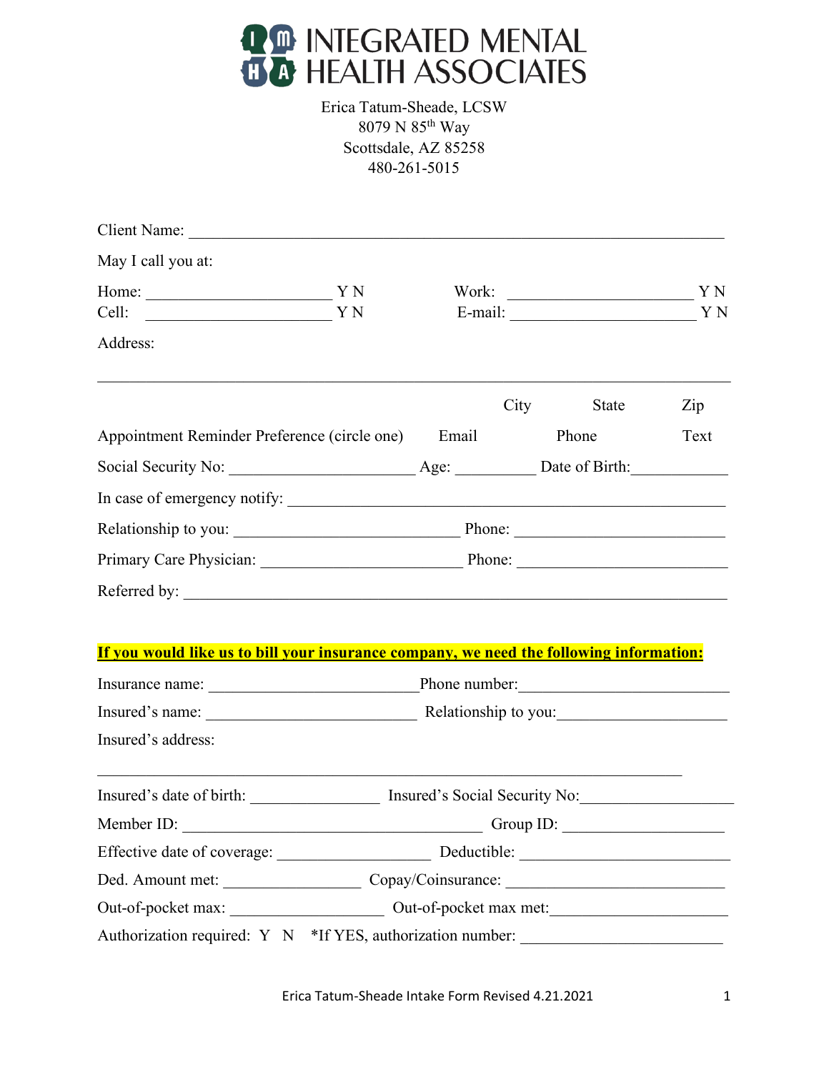# INTEGRATED MENTAL HEALTH ASSOCIATES

Erica Tatum-Sheade, LCSW
8079 N 85th Way
Scottsdale, AZ 85258
480-261-5015

Client Name: ___________________________________________________________

May I call you at:

Home: ______________________ Y N          Work: ______________________ Y N
Cell: ______________________ Y N          E-mail: ______________________ Y N

Address:

_______________________________________________________________________
City          State          Zip

Appointment Reminder Preference (circle one)     Email     Phone     Text

Social Security No: ______________________ Age: _________ Date of Birth:___________

In case of emergency notify: ______________________________________________

Relationship to you: ___________________________ Phone: _________________________

Primary Care Physician: ________________________ Phone: _________________________

Referred by: ___________________________________________________________________

**If you would like us to bill your insurance company, we need the following information:**

Insurance name: _________________________Phone number:__________________________

Insured's name: _________________________ Relationship to you:____________________

Insured's address:

_______________________________________________________________________

Insured's date of birth: _______________ Insured's Social Security No:_________________

Member ID: ____________________________________ Group ID: ____________________

Effective date of coverage: __________________ Deductible: __________________________

Ded. Amount met: ________________ Copay/Coinsurance: ___________________________

Out-of-pocket max: __________________ Out-of-pocket max met:_____________________

Authorization required: Y N *If YES, authorization number: _______________________

Erica Tatum-Sheade Intake Form Revised 4.21.2021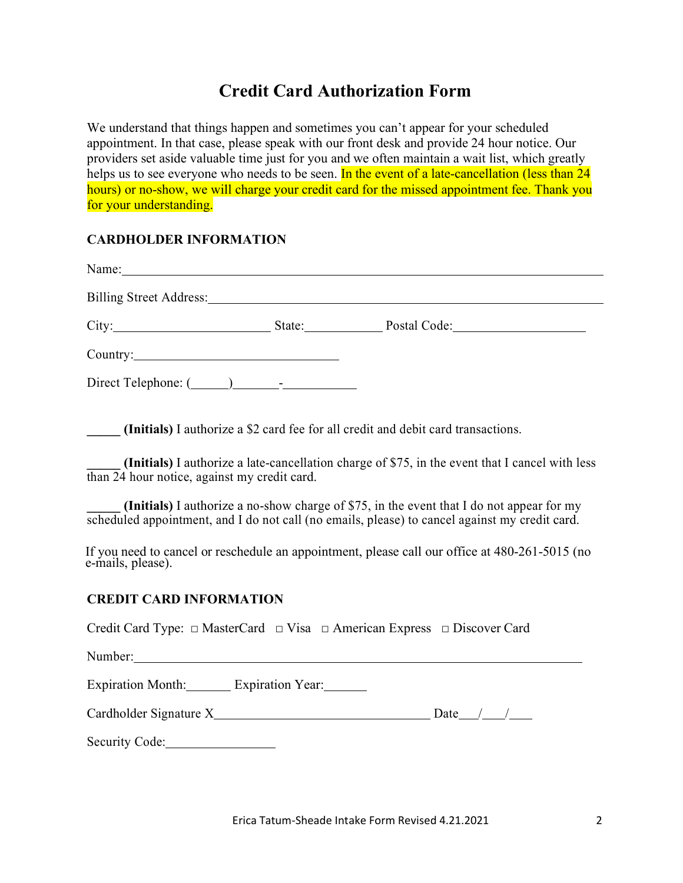# Credit Card Authorization Form

We understand that things happen and sometimes you can't appear for your scheduled appointment. In that case, please speak with our front desk and provide 24 hour notice. Our providers set aside valuable time just for you and we often maintain a wait list, which greatly helps us to see everyone who needs to be seen. In the event of a late-cancellation (less than 24 hours) or no-show, we will charge your credit card for the missed appointment fee. Thank you for your understanding.

## CARDHOLDER INFORMATION

Name:______________________________________________________________

Billing Street Address:_______________________________________________

City:______________________ State:__________ Postal Code:_________________

Country:____________________________

Direct Telephone: (_____)______-__________

_____ **(Initials)** I authorize a $2 card fee for all credit and debit card transactions.

_____ **(Initials)** I authorize a late-cancellation charge of $75, in the event that I cancel with less than 24 hour notice, against my credit card.

_____ **(Initials)** I authorize a no-show charge of $75, in the event that I do not appear for my scheduled appointment, and I do not call (no emails, please) to cancel against my credit card.

If you need to cancel or reschedule an appointment, please call our office at 480-261-5015 (no e-mails, please).

## CREDIT CARD INFORMATION

Credit Card Type: □ MasterCard □ Visa □ American Express □ Discover Card

Number:___________________________________________________________

Expiration Month:______ Expiration Year:______

Cardholder Signature X_______________________________ Date___/___/___

Security Code:_______________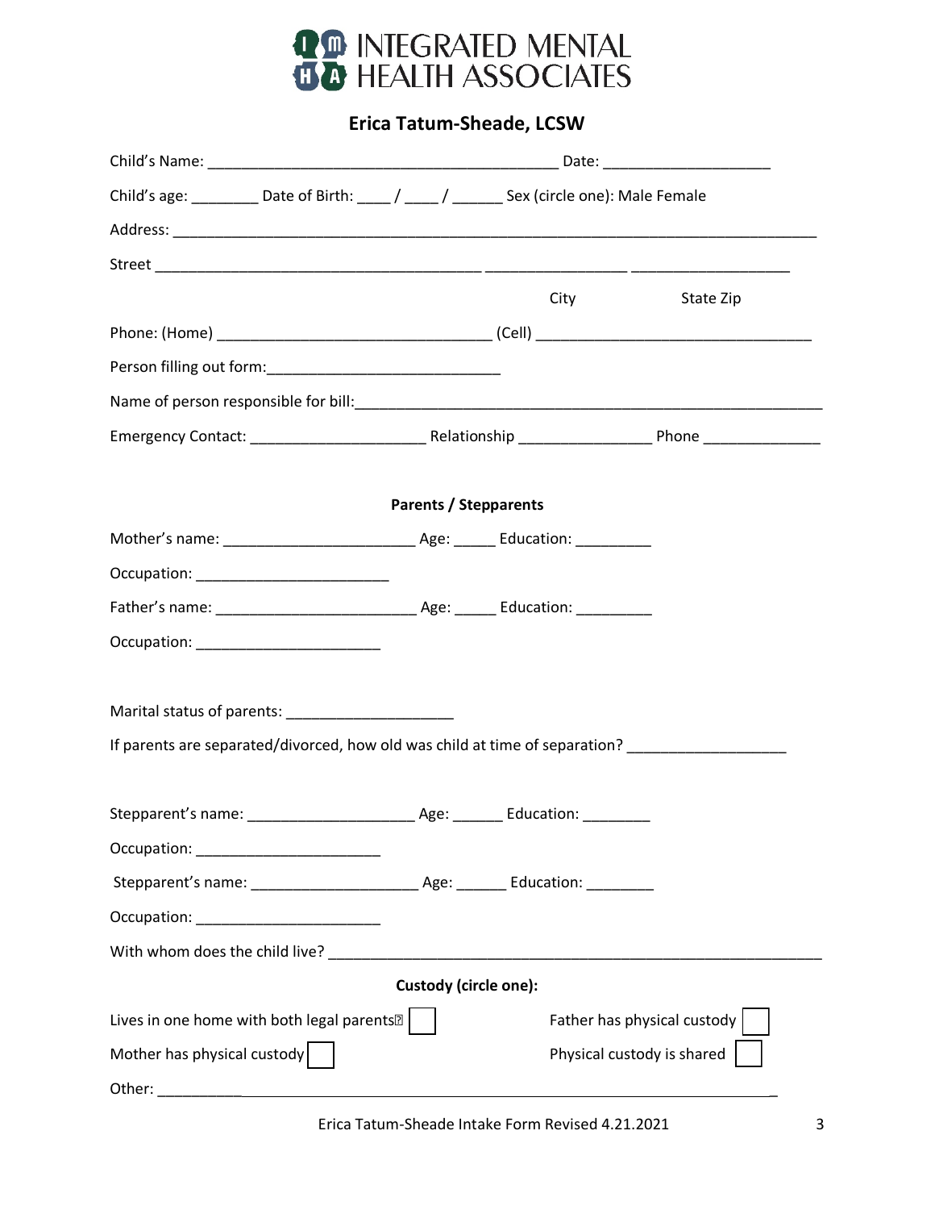# INTEGRATED MENTAL HEALTH ASSOCIATES

## Erica Tatum-Sheade, LCSW

Child's Name: ___________________________________________ Date: ____________________

Child's age: ________ Date of Birth: ____ / ____ / ______ Sex (circle one): Male Female

Address: _______________________________________________________________________________

Street ________________________________________ _________________ ___________________

City State Zip

Phone: (Home) _________________________________ (Cell) _________________________________

Person filling out form:____________________________

Name of person responsible for bill:_________________________________________________________

Emergency Contact: _____________________ Relationship ________________ Phone ______________

**Parents / Stepparents**

Mother's name: _______________________ Age: _____ Education: _________

Occupation: _______________________

Father's name: ________________________ Age: _____ Education: _________

Occupation: ______________________

Marital status of parents: ____________________

If parents are separated/divorced, how old was child at time of separation? ___________________

Stepparent's name: ____________________ Age: ______ Education: ________

Occupation: ______________________

Stepparent's name: ____________________ Age: ______ Education: ________

Occupation: ______________________

With whom does the child live? ____________________________________________________________

**Custody (circle one):**

Lives in one home with both legal parents ☐

Father has physical custody ☐

Mother has physical custody ☐

Physical custody is shared ☐

Other: __________________________________________________________________________

Erica Tatum-Sheade Intake Form Revised 4.21.2021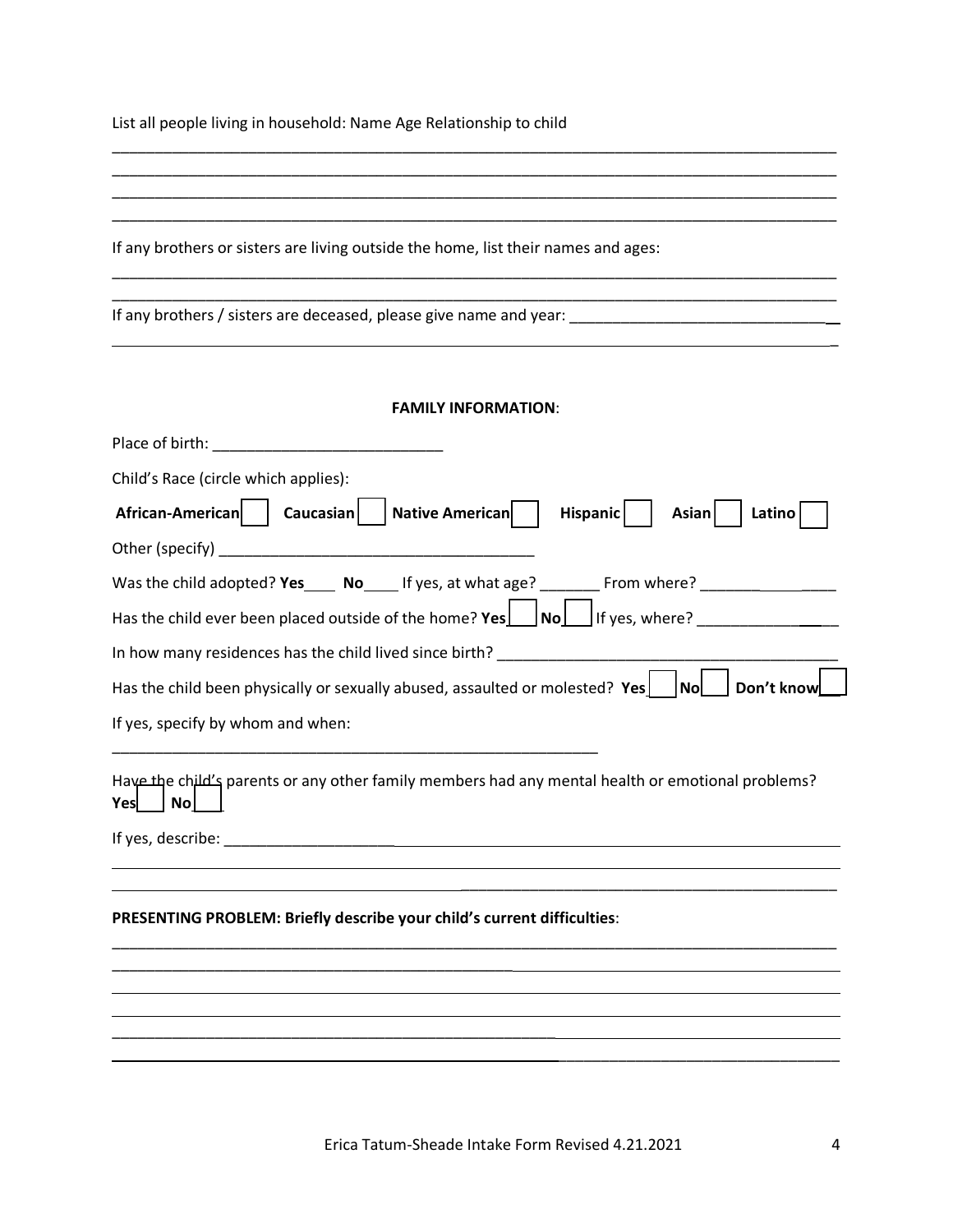List all people living in household: Name Age Relationship to child

\_\_\_\_\_\_\_\_\_\_\_\_\_\_\_\_\_\_\_\_\_\_\_\_\_\_\_\_\_\_\_\_\_\_\_\_\_\_\_\_\_\_\_\_\_\_\_\_\_\_\_\_\_\_\_\_\_\_\_\_\_\_\_\_\_\_\_\_\_\_\_\_\_\_\_\_\_\_\_\_\_\_\_\_\_\_

\_\_\_\_\_\_\_\_\_\_\_\_\_\_\_\_\_\_\_\_\_\_\_\_\_\_\_\_\_\_\_\_\_\_\_\_\_\_\_\_\_\_\_\_\_\_\_\_\_\_\_\_\_\_\_\_\_\_\_\_\_\_\_\_\_\_\_\_\_\_\_\_\_\_\_\_\_\_\_\_\_\_\_\_\_\_

\_\_\_\_\_\_\_\_\_\_\_\_\_\_\_\_\_\_\_\_\_\_\_\_\_\_\_\_\_\_\_\_\_\_\_\_\_\_\_\_\_\_\_\_\_\_\_\_\_\_\_\_\_\_\_\_\_\_\_\_\_\_\_\_\_\_\_\_\_\_\_\_\_\_\_\_\_\_\_\_\_\_\_\_\_\_

\_\_\_\_\_\_\_\_\_\_\_\_\_\_\_\_\_\_\_\_\_\_\_\_\_\_\_\_\_\_\_\_\_\_\_\_\_\_\_\_\_\_\_\_\_\_\_\_\_\_\_\_\_\_\_\_\_\_\_\_\_\_\_\_\_\_\_\_\_\_\_\_\_\_\_\_\_\_\_\_\_\_\_\_\_\_

If any brothers or sisters are living outside the home, list their names and ages:

\_\_\_\_\_\_\_\_\_\_\_\_\_\_\_\_\_\_\_\_\_\_\_\_\_\_\_\_\_\_\_\_\_\_\_\_\_\_\_\_\_\_\_\_\_\_\_\_\_\_\_\_\_\_\_\_\_\_\_\_\_\_\_\_\_\_\_\_\_\_\_\_\_\_\_\_\_\_\_\_\_\_\_\_\_\_

\_\_\_\_\_\_\_\_\_\_\_\_\_\_\_\_\_\_\_\_\_\_\_\_\_\_\_\_\_\_\_\_\_\_\_\_\_\_\_\_\_\_\_\_\_\_\_\_\_\_\_\_\_\_\_\_\_\_\_\_\_\_\_\_\_\_\_\_\_\_\_\_\_\_\_\_\_\_\_\_\_\_\_\_\_\_

If any brothers / sisters are deceased, please give name and year: \_\_\_\_\_\_\_\_\_\_\_\_\_\_\_\_\_\_\_\_\_\_\_\_\_\_\_\_\_\_\_

\_\_\_\_\_\_\_\_\_\_\_\_\_\_\_\_\_\_\_\_\_\_\_\_\_\_\_\_\_\_\_\_\_\_\_\_\_\_\_\_\_\_\_\_\_\_\_\_\_\_\_\_\_\_\_\_\_\_\_\_\_\_\_\_\_\_\_\_\_\_\_\_\_\_\_\_\_\_\_\_\_\_\_\_\_\_

**FAMILY INFORMATION**:

Place of birth: \_\_\_\_\_\_\_\_\_\_\_\_\_\_\_\_\_\_\_\_\_\_\_\_\_\_\_

Child's Race (circle which applies):

**African-American** ☐ **Caucasian** ☐ **Native American** ☐ **Hispanic** ☐ **Asian** ☐ **Latino** ☐

Other (specify) \_\_\_\_\_\_\_\_\_\_\_\_\_\_\_\_\_\_\_\_\_\_\_\_\_\_\_\_\_\_\_\_\_\_\_\_\_

Was the child adopted? **Yes**\_\_\_\_ **No**\_\_\_\_ If yes, at what age? \_\_\_\_\_\_\_ From where? \_\_\_\_\_\_\_\_\_\_\_\_\_\_\_\_

Has the child ever been placed outside of the home? **Yes** ☐ **No** ☐ If yes, where? \_\_\_\_\_\_\_\_\_\_\_\_\_\_\_\_\_\_

In how many residences has the child lived since birth? \_\_\_\_\_\_\_\_\_\_\_\_\_\_\_\_\_\_\_\_\_\_\_\_\_\_\_\_\_\_\_\_\_\_\_\_\_\_\_\_

Has the child been physically or sexually abused, assaulted or molested? **Yes** ☐ **No** ☐ **Don't know** ☐

If yes, specify by whom and when:

\_\_\_\_\_\_\_\_\_\_\_\_\_\_\_\_\_\_\_\_\_\_\_\_\_\_\_\_\_\_\_\_\_\_\_\_\_\_\_\_\_\_\_\_\_\_\_\_\_\_\_\_\_\_\_\_\_\_\_\_

Have the child's parents or any other family members had any mental health or emotional problems?
**Yes** ☐ **No** ☐

If yes, describe: \_\_\_\_\_\_\_\_\_\_\_\_\_\_\_\_\_\_\_\_\_\_\_\_\_\_\_\_\_\_\_\_\_\_\_\_\_\_\_\_\_\_\_\_\_\_\_\_\_\_\_\_\_\_\_\_\_\_\_\_\_\_\_\_\_\_\_\_\_\_\_

\_\_\_\_\_\_\_\_\_\_\_\_\_\_\_\_\_\_\_\_\_\_\_\_\_\_\_\_\_\_\_\_\_\_\_\_\_\_\_\_\_\_\_\_\_\_\_\_\_\_\_\_\_\_\_\_\_\_\_\_\_\_\_\_\_\_\_\_\_\_\_\_\_\_\_\_\_\_\_\_\_\_\_\_\_\_

\_\_\_\_\_\_\_\_\_\_\_\_\_\_\_\_\_\_\_\_\_\_\_\_\_\_\_\_\_\_\_\_\_\_\_\_\_\_\_\_\_\_\_\_\_\_\_\_\_\_\_\_\_\_\_\_\_\_\_\_\_\_\_\_\_\_\_\_\_\_\_\_\_\_\_\_\_\_\_\_\_\_\_\_\_\_

**PRESENTING PROBLEM: Briefly describe your child's current difficulties**:

\_\_\_\_\_\_\_\_\_\_\_\_\_\_\_\_\_\_\_\_\_\_\_\_\_\_\_\_\_\_\_\_\_\_\_\_\_\_\_\_\_\_\_\_\_\_\_\_\_\_\_\_\_\_\_\_\_\_\_\_\_\_\_\_\_\_\_\_\_\_\_\_\_\_\_\_\_\_\_\_\_\_\_\_\_\_

\_\_\_\_\_\_\_\_\_\_\_\_\_\_\_\_\_\_\_\_\_\_\_\_\_\_\_\_\_\_\_\_\_\_\_\_\_\_\_\_\_\_\_\_\_\_\_\_\_\_\_\_\_\_\_\_\_\_\_\_\_\_\_\_\_\_\_\_\_\_\_\_\_\_\_\_\_\_\_\_\_\_\_\_\_\_

\_\_\_\_\_\_\_\_\_\_\_\_\_\_\_\_\_\_\_\_\_\_\_\_\_\_\_\_\_\_\_\_\_\_\_\_\_\_\_\_\_\_\_\_\_\_\_\_\_\_\_\_\_\_\_\_\_\_\_\_\_\_\_\_\_\_\_\_\_\_\_\_\_\_\_\_\_\_\_\_\_\_\_\_\_\_

\_\_\_\_\_\_\_\_\_\_\_\_\_\_\_\_\_\_\_\_\_\_\_\_\_\_\_\_\_\_\_\_\_\_\_\_\_\_\_\_\_\_\_\_\_\_\_\_\_\_\_\_\_\_\_\_\_\_\_\_\_\_\_\_\_\_\_\_\_\_\_\_\_\_\_\_\_\_\_\_\_\_\_\_\_\_

\_\_\_\_\_\_\_\_\_\_\_\_\_\_\_\_\_\_\_\_\_\_\_\_\_\_\_\_\_\_\_\_\_\_\_\_\_\_\_\_\_\_\_\_\_\_\_\_\_\_\_\_\_\_\_\_\_\_\_\_\_\_\_\_\_\_\_\_\_\_\_\_\_\_\_\_\_\_\_\_\_\_\_\_\_\_

\_\_\_\_\_\_\_\_\_\_\_\_\_\_\_\_\_\_\_\_\_\_\_\_\_\_\_\_\_\_\_\_\_\_\_\_\_\_\_\_\_\_\_\_\_\_\_\_\_\_\_\_\_\_\_\_\_\_\_\_\_\_\_\_\_\_\_\_\_\_\_\_\_\_\_\_\_\_\_\_\_\_\_\_\_\_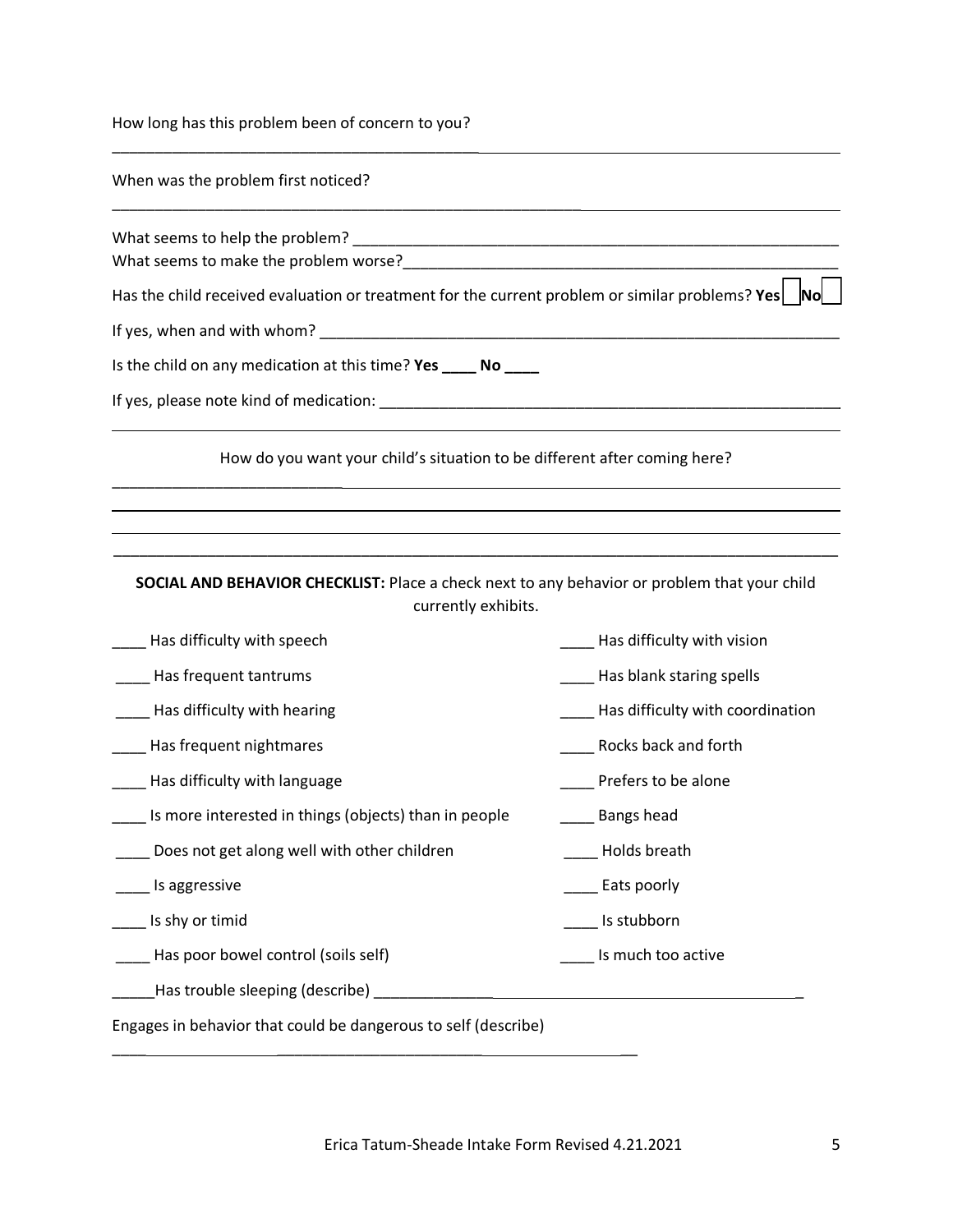How long has this problem been of concern to you?

_______________________________________________________________________________

When was the problem first noticed?

_______________________________________________________________________________

What seems to help the problem? ______________________________________________________

What seems to make the problem worse?_________________________________________________

Has the child received evaluation or treatment for the current problem or similar problems? **Yes** ☐ **No** ☐

If yes, when and with whom? ________________________________________________________

Is the child on any medication at this time? **Yes** ____ **No** ____

If yes, please note kind of medication: _________________________________________________

_______________________________________________________________________________

How do you want your child's situation to be different after coming here?

_______________________________________________________________________________

_______________________________________________________________________________

_______________________________________________________________________________

_______________________________________________________________________________

**SOCIAL AND BEHAVIOR CHECKLIST:** Place a check next to any behavior or problem that your child currently exhibits.

____ Has difficulty with speech

____ Has frequent tantrums

____ Has difficulty with hearing

____ Has frequent nightmares

____ Has difficulty with language

____ Is more interested in things (objects) than in people

____ Does not get along well with other children

____ Is aggressive

____ Is shy or timid

____ Has poor bowel control (soils self)

____ Has difficulty with vision

____ Has blank staring spells

____ Has difficulty with coordination

____ Rocks back and forth

____ Prefers to be alone

____ Bangs head

____ Holds breath

____ Eats poorly

____ Is stubborn

____ Is much too active

_____Has trouble sleeping (describe) ___________________________________________________

Engages in behavior that could be dangerous to self (describe)

______________________________________________________________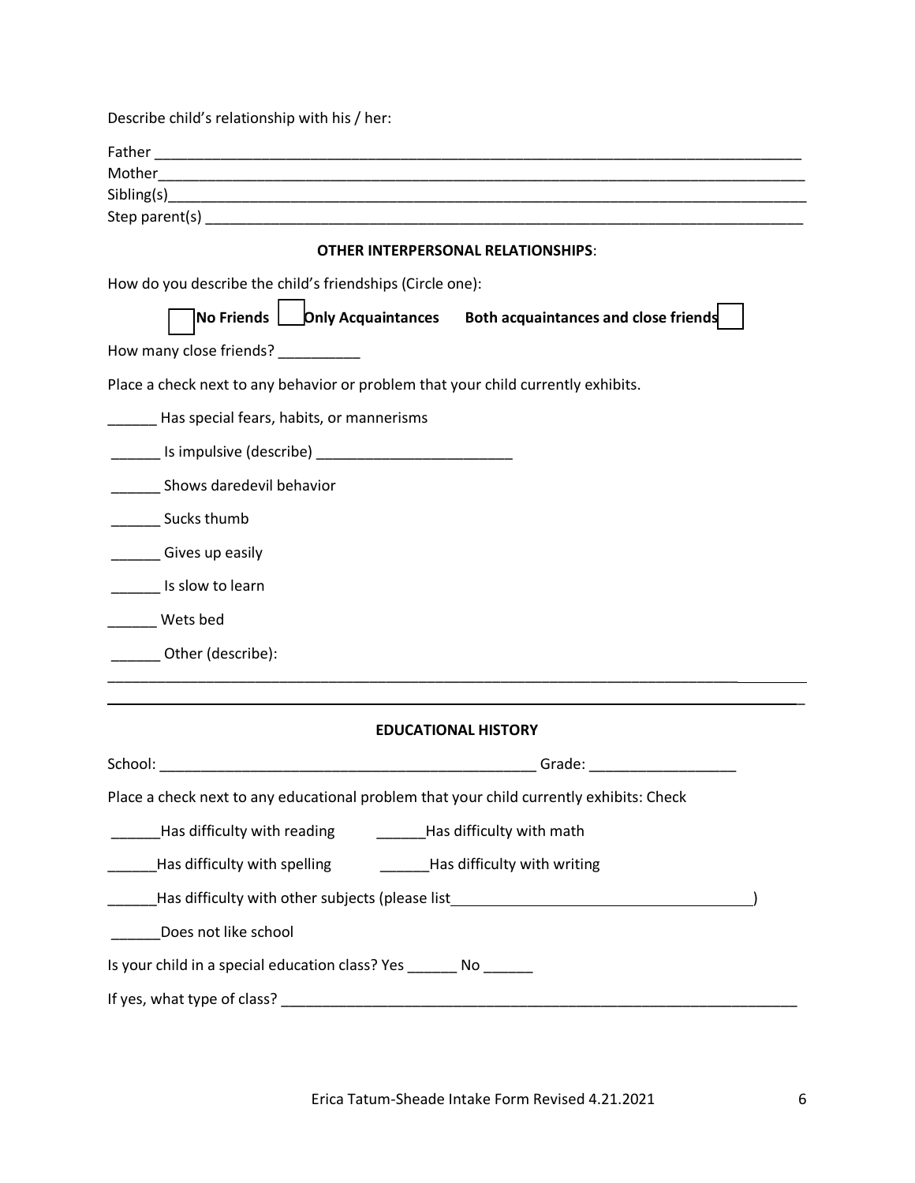Describe child's relationship with his / her:

Father ___________________________________________________________________________

Mother___________________________________________________________________________

Sibling(s)_________________________________________________________________________

Step parent(s) _____________________________________________________________________

**OTHER INTERPERSONAL RELATIONSHIPS**:

How do you describe the child's friendships (Circle one):

☐ **No Friends** ☐ **Only Acquaintances** **Both acquaintances and close friends** ☐

How many close friends? __________

Place a check next to any behavior or problem that your child currently exhibits.

______ Has special fears, habits, or mannerisms

______ Is impulsive (describe) ________________________

______ Shows daredevil behavior

______ Sucks thumb

______ Gives up easily

______ Is slow to learn

______ Wets bed

______ Other (describe):

__________________________________________________________________________________

__________________________________________________________________________________

**EDUCATIONAL HISTORY**

School: _______________________________________________ Grade: __________________

Place a check next to any educational problem that your child currently exhibits: Check

______Has difficulty with reading ______Has difficulty with math

______Has difficulty with spelling ______Has difficulty with writing

______Has difficulty with other subjects (please list____________________________________)

______Does not like school

Is your child in a special education class? Yes ______ No ______

If yes, what type of class? ___________________________________________________________________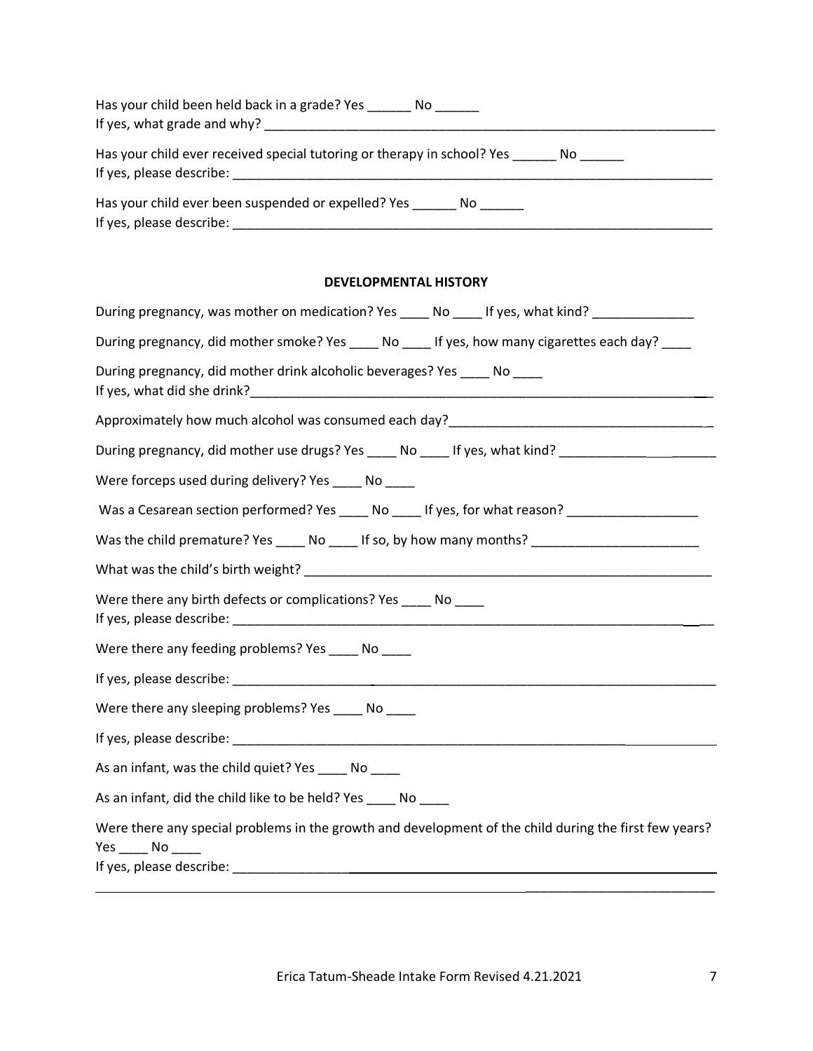Has your child been held back in a grade? Yes ______ No ______
If yes, what grade and why? ________________________________________________________________

Has your child ever received special tutoring or therapy in school? Yes ______ No ______
If yes, please describe: ____________________________________________________________________

Has your child ever been suspended or expelled? Yes ______ No ______
If yes, please describe: ____________________________________________________________________

**DEVELOPMENTAL HISTORY**

During pregnancy, was mother on medication? Yes ____ No ____ If yes, what kind? ______________

During pregnancy, did mother smoke? Yes ____ No ____ If yes, how many cigarettes each day? ____

During pregnancy, did mother drink alcoholic beverages? Yes ____ No ____
If yes, what did she drink?_________________________________________________________________

Approximately how much alcohol was consumed each day?____________________________________

During pregnancy, did mother use drugs? Yes ____ No ____ If yes, what kind? ___________________

Were forceps used during delivery? Yes ____ No ____

Was a Cesarean section performed? Yes ____ No ____ If yes, for what reason? __________________

Was the child premature? Yes ____ No ____ If so, by how many months? _______________________

What was the child's birth weight? _______________________________________________________

Were there any birth defects or complications? Yes ____ No ____
If yes, please describe: ____________________________________________________________________

Were there any feeding problems? Yes ____ No ____

If yes, please describe: ____________________________________________________________________

Were there any sleeping problems? Yes ____ No ____

If yes, please describe: ____________________________________________________________________

As an infant, was the child quiet? Yes ____ No ____

As an infant, did the child like to be held? Yes ____ No ____

Were there any special problems in the growth and development of the child during the first few years?
Yes ____ No ____
If yes, please describe: ____________________________________________________________________
____________________________________________________________________________________________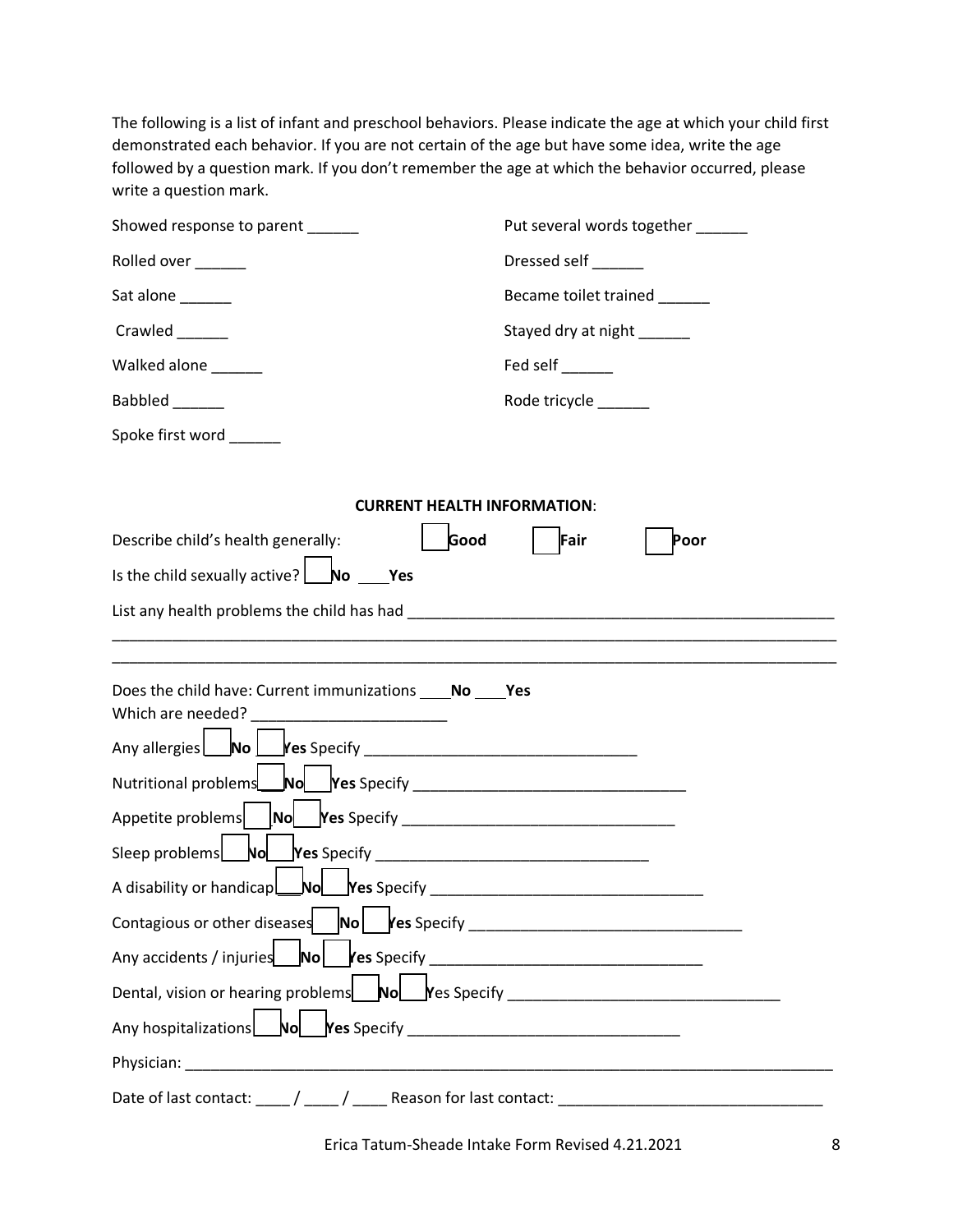The following is a list of infant and preschool behaviors. Please indicate the age at which your child first demonstrated each behavior. If you are not certain of the age but have some idea, write the age followed by a question mark. If you don't remember the age at which the behavior occurred, please write a question mark.

Showed response to parent ______

Rolled over ______

Sat alone ______

Crawled ______

Walked alone ______

Babbled ______

Spoke first word ______

Put several words together ______

Dressed self ______

Became toilet trained ______

Stayed dry at night ______

Fed self ______

Rode tricycle ______

**CURRENT HEALTH INFORMATION**:

Describe child's health generally: ☐ **Good** ☐ **Fair** ☐ **Poor**

Is the child sexually active? ☐ **No** ____ **Yes**

List any health problems the child has had ____________________________________________________

_____________________________________________________________________________________

_____________________________________________________________________________________

Does the child have: Current immunizations ____ **No** ____ **Yes**

Which are needed? ________________________

Any allergies ☐ **No** ☐ **Yes** Specify _________________________________

Nutritional problems ☐ **No** ☐ **Yes** Specify _________________________________

Appetite problems ☐ **No** ☐ **Yes** Specify _________________________________

Sleep problems ☐ **No** ☐ **Yes** Specify _________________________________

A disability or handicap ☐ **No** ☐ **Yes** Specify _________________________________

Contagious or other diseases ☐ **No** ☐ **Yes** Specify _________________________________

Any accidents / injuries ☐ **No** ☐ **Yes** Specify _________________________________

Dental, vision or hearing problems ☐ **No** ☐ Yes Specify _________________________________

Any hospitalizations ☐ **No** ☐ **Yes** Specify _________________________________

Physician: _______________________________________________________________________________

Date of last contact: ____ / ____ / ____ Reason for last contact: _______________________________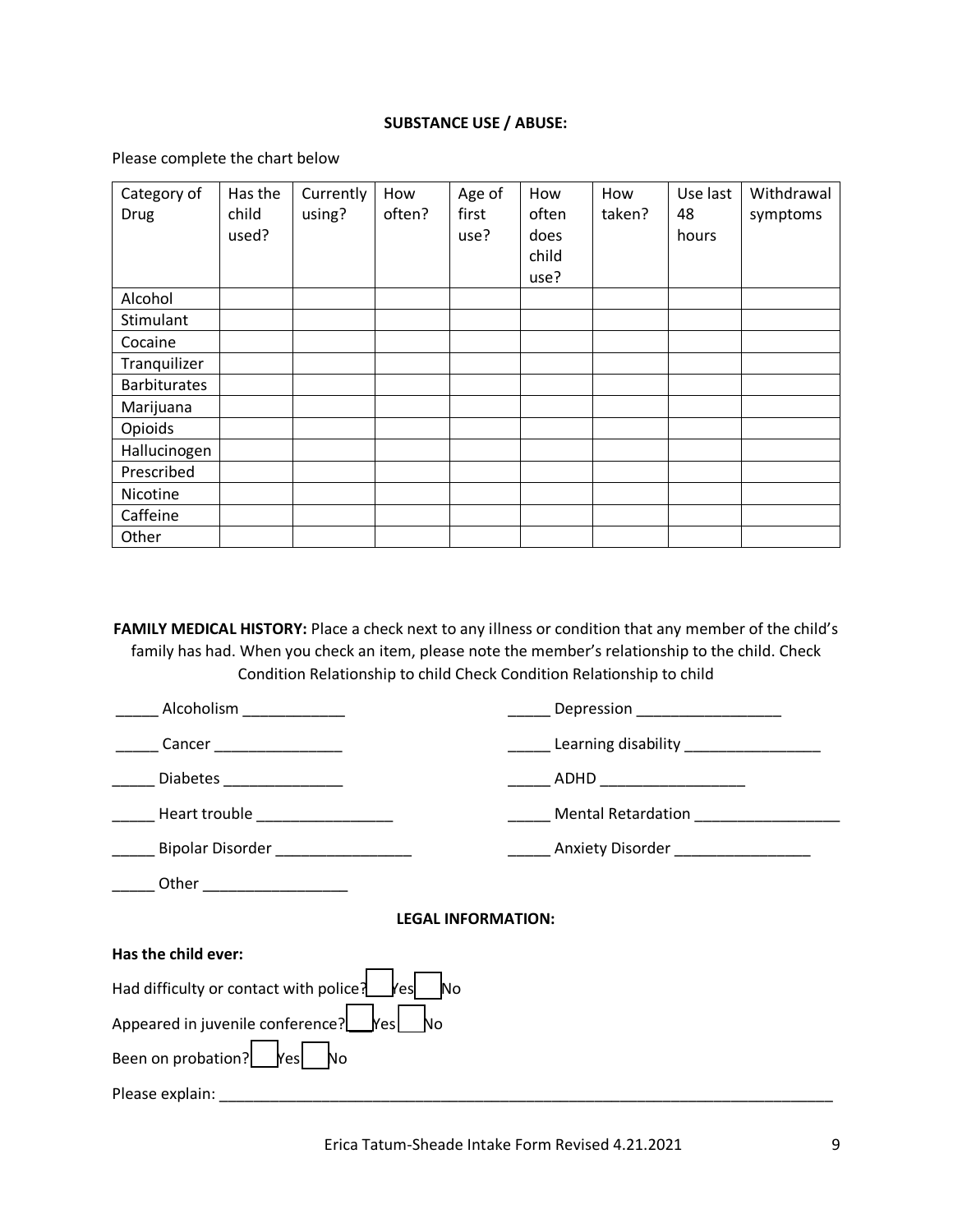## SUBSTANCE USE / ABUSE:

Please complete the chart below

| Category of Drug | Has the child used? | Currently using? | How often? | Age of first use? | How often does child use? | How taken? | Use last 48 hours | Withdrawal symptoms |
|---|---|---|---|---|---|---|---|---|
| Alcohol | | | | | | | | |
| Stimulant | | | | | | | | |
| Cocaine | | | | | | | | |
| Tranquilizer | | | | | | | | |
| Barbiturates | | | | | | | | |
| Marijuana | | | | | | | | |
| Opioids | | | | | | | | |
| Hallucinogen | | | | | | | | |
| Prescribed | | | | | | | | |
| Nicotine | | | | | | | | |
| Caffeine | | | | | | | | |
| Other | | | | | | | | |

**FAMILY MEDICAL HISTORY:** Place a check next to any illness or condition that any member of the child's family has had. When you check an item, please note the member's relationship to the child. Check Condition Relationship to child Check Condition Relationship to child

_____ Alcoholism ____________

_____ Cancer _______________

_____ Diabetes ______________

_____ Heart trouble ________________

_____ Bipolar Disorder ________________

_____ Other _________________

_____ Depression _________________

_____ Learning disability ________________

_____ ADHD _________________

_____ Mental Retardation _________________

_____ Anxiety Disorder ________________

## LEGAL INFORMATION:

**Has the child ever:**

Had difficulty or contact with police? ☐ Yes ☐ No

Appeared in juvenile conference? ☐ Yes ☐ No

Been on probation? ☐ Yes ☐ No

Please explain: ___________________________________________________________________________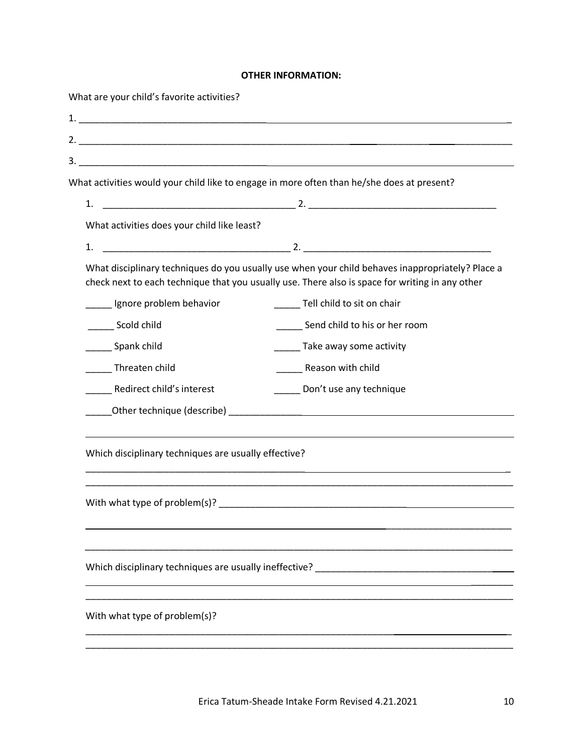**OTHER INFORMATION:**

What are your child's favorite activities?

1. ____________________________________________________________________________________

2. ____________________________________________________________________________________

3. ____________________________________________________________________________________

What activities would your child like to engage in more often than he/she does at present?

1. _____________________________________ 2. ____________________________________

What activities does your child like least?

1. _____________________________________ 2. ____________________________________

What disciplinary techniques do you usually use when your child behaves inappropriately? Place a check next to each technique that you usually use. There also is space for writing in any other

_____ Ignore problem behavior

_____ Tell child to sit on chair

_____ Scold child

_____ Send child to his or her room

_____ Spank child

_____ Take away some activity

_____ Threaten child

_____ Reason with child

_____ Redirect child's interest

_____ Don't use any technique

_____Other technique (describe) ____________________________________________________

____________________________________________________________________________________

Which disciplinary techniques are usually effective?

____________________________________________________________________________________

____________________________________________________________________________________

With what type of problem(s)? ________________________________________________________

____________________________________________________________________________________

____________________________________________________________________________________

Which disciplinary techniques are usually ineffective? ______________________________________

____________________________________________________________________________________

____________________________________________________________________________________

With what type of problem(s)?

____________________________________________________________________________________

____________________________________________________________________________________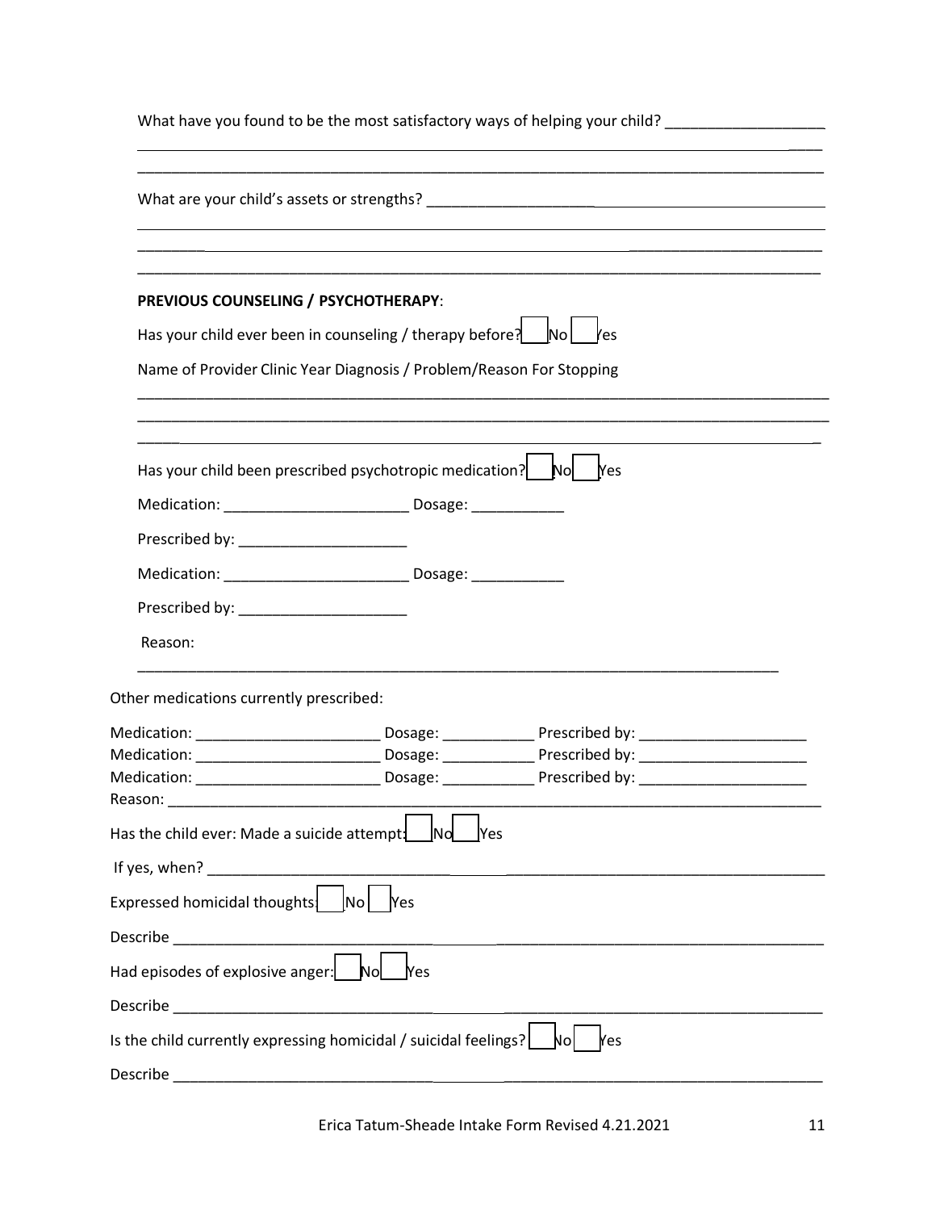What have you found to be the most satisfactory ways of helping your child? ___________________

_____________________________________________________________________________________

_____________________________________________________________________________________

What are your child's assets or strengths? _____________________________________________

_____________________________________________________________________________________

_____________________________________________________________________________________

_____________________________________________________________________________________

**PREVIOUS COUNSELING / PSYCHOTHERAPY**:

Has your child ever been in counseling / therapy before? ☐ No ☐ Yes

Name of Provider Clinic Year Diagnosis / Problem/Reason For Stopping

_____________________________________________________________________________________

_____________________________________________________________________________________

_____________________________________________________________________________________

Has your child been prescribed psychotropic medication? ☐ No ☐ Yes

Medication: ______________________ Dosage: ___________

Prescribed by: ____________________

Medication: ______________________ Dosage: ___________

Prescribed by: ____________________

Reason:

_____________________________________________________________________________________

Other medications currently prescribed:

Medication: ______________________ Dosage: ___________ Prescribed by: ____________________
Medication: ______________________ Dosage: ___________ Prescribed by: ____________________
Medication: ______________________ Dosage: ___________ Prescribed by: ____________________
Reason: _____________________________________________________________________________

Has the child ever: Made a suicide attempt: ☐ No ☐ Yes

If yes, when? _______________________________________________________________________

Expressed homicidal thoughts: ☐ No ☐ Yes

Describe ____________________________________________________________________________

Had episodes of explosive anger: ☐ No ☐ Yes

Describe ____________________________________________________________________________

Is the child currently expressing homicidal / suicidal feelings? ☐ No ☐ Yes

Describe ____________________________________________________________________________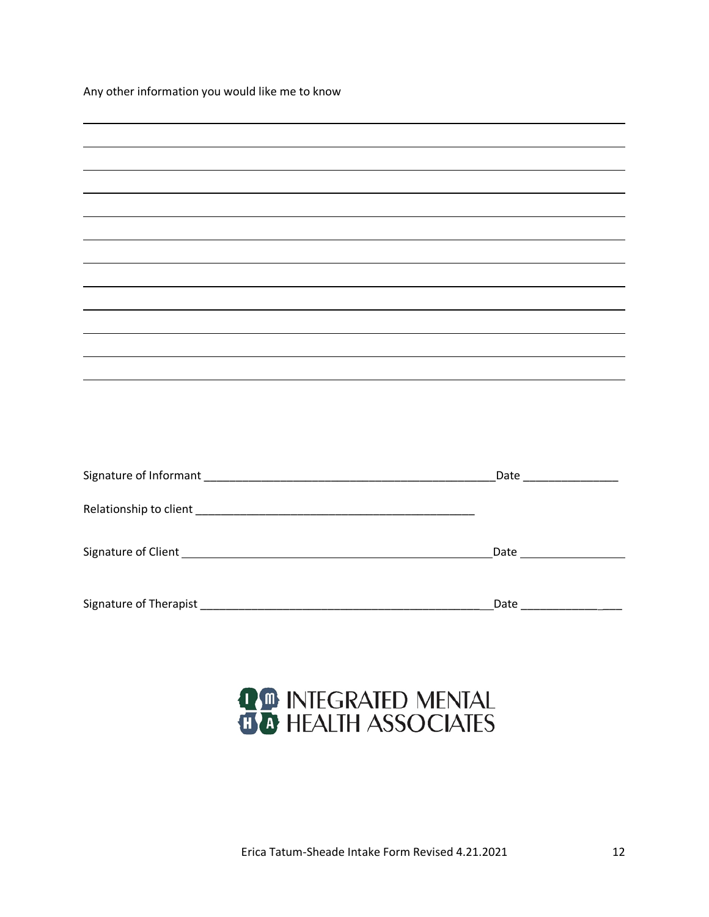Any other information you would like me to know

\_\_\_\_\_\_\_\_\_\_\_\_\_\_\_\_\_\_\_\_\_\_\_\_\_\_\_\_\_\_\_\_\_\_\_\_\_\_\_\_\_\_\_\_\_\_\_\_\_\_\_\_\_\_\_\_\_\_\_\_\_\_\_\_\_\_\_\_\_\_\_\_\_\_\_\_\_\_

\_\_\_\_\_\_\_\_\_\_\_\_\_\_\_\_\_\_\_\_\_\_\_\_\_\_\_\_\_\_\_\_\_\_\_\_\_\_\_\_\_\_\_\_\_\_\_\_\_\_\_\_\_\_\_\_\_\_\_\_\_\_\_\_\_\_\_\_\_\_\_\_\_\_\_\_\_\_

\_\_\_\_\_\_\_\_\_\_\_\_\_\_\_\_\_\_\_\_\_\_\_\_\_\_\_\_\_\_\_\_\_\_\_\_\_\_\_\_\_\_\_\_\_\_\_\_\_\_\_\_\_\_\_\_\_\_\_\_\_\_\_\_\_\_\_\_\_\_\_\_\_\_\_\_\_\_

\_\_\_\_\_\_\_\_\_\_\_\_\_\_\_\_\_\_\_\_\_\_\_\_\_\_\_\_\_\_\_\_\_\_\_\_\_\_\_\_\_\_\_\_\_\_\_\_\_\_\_\_\_\_\_\_\_\_\_\_\_\_\_\_\_\_\_\_\_\_\_\_\_\_\_\_\_\_

\_\_\_\_\_\_\_\_\_\_\_\_\_\_\_\_\_\_\_\_\_\_\_\_\_\_\_\_\_\_\_\_\_\_\_\_\_\_\_\_\_\_\_\_\_\_\_\_\_\_\_\_\_\_\_\_\_\_\_\_\_\_\_\_\_\_\_\_\_\_\_\_\_\_\_\_\_\_

\_\_\_\_\_\_\_\_\_\_\_\_\_\_\_\_\_\_\_\_\_\_\_\_\_\_\_\_\_\_\_\_\_\_\_\_\_\_\_\_\_\_\_\_\_\_\_\_\_\_\_\_\_\_\_\_\_\_\_\_\_\_\_\_\_\_\_\_\_\_\_\_\_\_\_\_\_\_

\_\_\_\_\_\_\_\_\_\_\_\_\_\_\_\_\_\_\_\_\_\_\_\_\_\_\_\_\_\_\_\_\_\_\_\_\_\_\_\_\_\_\_\_\_\_\_\_\_\_\_\_\_\_\_\_\_\_\_\_\_\_\_\_\_\_\_\_\_\_\_\_\_\_\_\_\_\_

\_\_\_\_\_\_\_\_\_\_\_\_\_\_\_\_\_\_\_\_\_\_\_\_\_\_\_\_\_\_\_\_\_\_\_\_\_\_\_\_\_\_\_\_\_\_\_\_\_\_\_\_\_\_\_\_\_\_\_\_\_\_\_\_\_\_\_\_\_\_\_\_\_\_\_\_\_\_

\_\_\_\_\_\_\_\_\_\_\_\_\_\_\_\_\_\_\_\_\_\_\_\_\_\_\_\_\_\_\_\_\_\_\_\_\_\_\_\_\_\_\_\_\_\_\_\_\_\_\_\_\_\_\_\_\_\_\_\_\_\_\_\_\_\_\_\_\_\_\_\_\_\_\_\_\_\_

\_\_\_\_\_\_\_\_\_\_\_\_\_\_\_\_\_\_\_\_\_\_\_\_\_\_\_\_\_\_\_\_\_\_\_\_\_\_\_\_\_\_\_\_\_\_\_\_\_\_\_\_\_\_\_\_\_\_\_\_\_\_\_\_\_\_\_\_\_\_\_\_\_\_\_\_\_\_

\_\_\_\_\_\_\_\_\_\_\_\_\_\_\_\_\_\_\_\_\_\_\_\_\_\_\_\_\_\_\_\_\_\_\_\_\_\_\_\_\_\_\_\_\_\_\_\_\_\_\_\_\_\_\_\_\_\_\_\_\_\_\_\_\_\_\_\_\_\_\_\_\_\_\_\_\_\_

\_\_\_\_\_\_\_\_\_\_\_\_\_\_\_\_\_\_\_\_\_\_\_\_\_\_\_\_\_\_\_\_\_\_\_\_\_\_\_\_\_\_\_\_\_\_\_\_\_\_\_\_\_\_\_\_\_\_\_\_\_\_\_\_\_\_\_\_\_\_\_\_\_\_\_\_\_\_

Signature of Informant \_\_\_\_\_\_\_\_\_\_\_\_\_\_\_\_\_\_\_\_\_\_\_\_\_\_\_\_\_\_\_\_\_\_\_\_\_\_\_\_\_\_\_\_\_\_Date \_\_\_\_\_\_\_\_\_\_\_\_\_\_\_

Relationship to client \_\_\_\_\_\_\_\_\_\_\_\_\_\_\_\_\_\_\_\_\_\_\_\_\_\_\_\_\_\_\_\_\_\_\_\_\_\_\_\_\_\_\_\_

Signature of Client \_\_\_\_\_\_\_\_\_\_\_\_\_\_\_\_\_\_\_\_\_\_\_\_\_\_\_\_\_\_\_\_\_\_\_\_\_\_\_\_\_\_\_\_\_\_\_\_Date \_\_\_\_\_\_\_\_\_\_\_\_\_\_\_\_

Signature of Therapist \_\_\_\_\_\_\_\_\_\_\_\_\_\_\_\_\_\_\_\_\_\_\_\_\_\_\_\_\_\_\_\_\_\_\_\_\_\_\_\_\_\_\_\_\_\_Date \_\_\_\_\_\_\_\_\_\_\_\_\_\_\_\_

INTEGRATED MENTAL HEALTH ASSOCIATES

Erica Tatum-Sheade Intake Form Revised 4.21.2021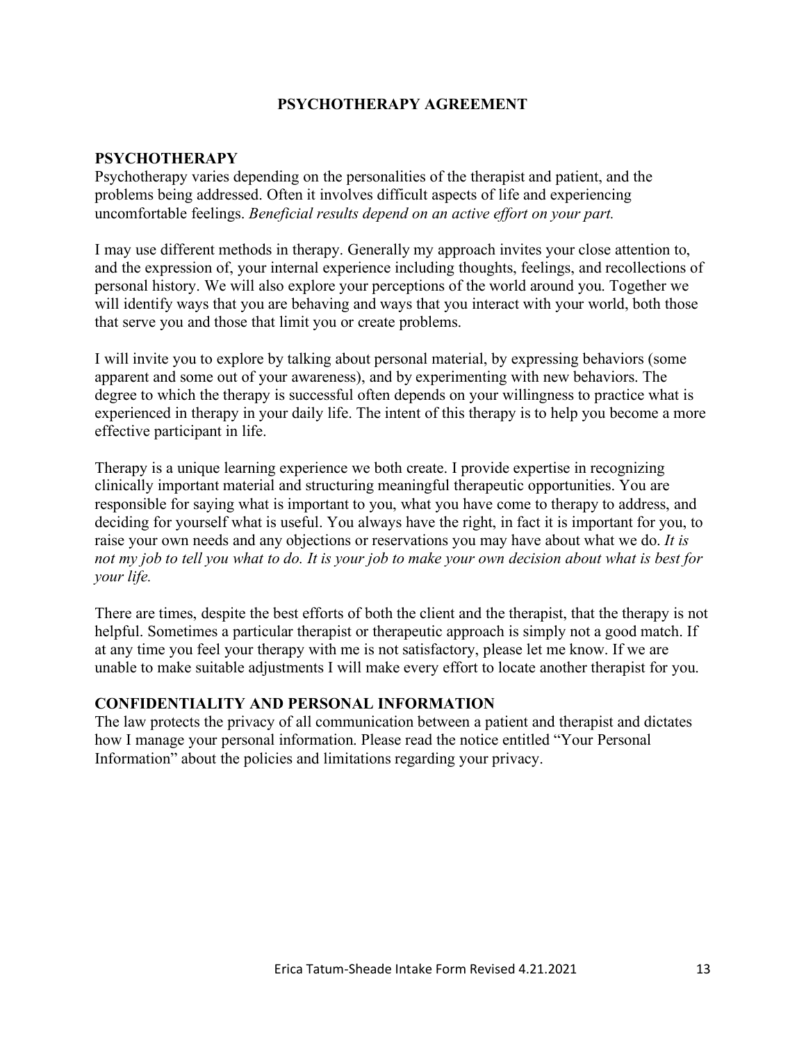# PSYCHOTHERAPY AGREEMENT

## PSYCHOTHERAPY

Psychotherapy varies depending on the personalities of the therapist and patient, and the problems being addressed. Often it involves difficult aspects of life and experiencing uncomfortable feelings. *Beneficial results depend on an active effort on your part.*

I may use different methods in therapy. Generally my approach invites your close attention to, and the expression of, your internal experience including thoughts, feelings, and recollections of personal history. We will also explore your perceptions of the world around you. Together we will identify ways that you are behaving and ways that you interact with your world, both those that serve you and those that limit you or create problems.

I will invite you to explore by talking about personal material, by expressing behaviors (some apparent and some out of your awareness), and by experimenting with new behaviors. The degree to which the therapy is successful often depends on your willingness to practice what is experienced in therapy in your daily life. The intent of this therapy is to help you become a more effective participant in life.

Therapy is a unique learning experience we both create. I provide expertise in recognizing clinically important material and structuring meaningful therapeutic opportunities. You are responsible for saying what is important to you, what you have come to therapy to address, and deciding for yourself what is useful. You always have the right, in fact it is important for you, to raise your own needs and any objections or reservations you may have about what we do. *It is not my job to tell you what to do. It is your job to make your own decision about what is best for your life.*

There are times, despite the best efforts of both the client and the therapist, that the therapy is not helpful. Sometimes a particular therapist or therapeutic approach is simply not a good match. If at any time you feel your therapy with me is not satisfactory, please let me know. If we are unable to make suitable adjustments I will make every effort to locate another therapist for you.

## CONFIDENTIALITY AND PERSONAL INFORMATION

The law protects the privacy of all communication between a patient and therapist and dictates how I manage your personal information. Please read the notice entitled "Your Personal Information" about the policies and limitations regarding your privacy.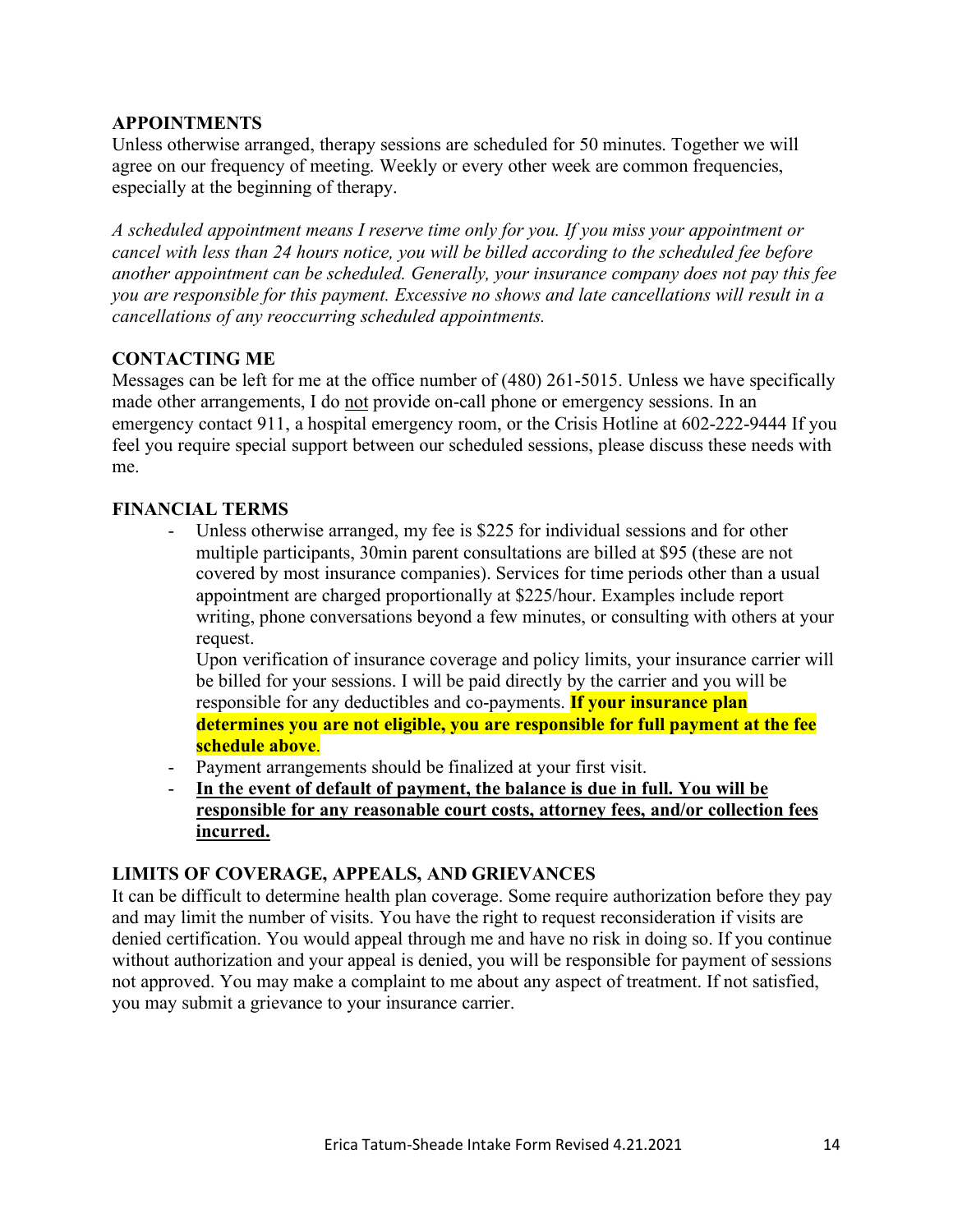## APPOINTMENTS

Unless otherwise arranged, therapy sessions are scheduled for 50 minutes. Together we will agree on our frequency of meeting. Weekly or every other week are common frequencies, especially at the beginning of therapy.

*A scheduled appointment means I reserve time only for you. If you miss your appointment or cancel with less than 24 hours notice, you will be billed according to the scheduled fee before another appointment can be scheduled. Generally, your insurance company does not pay this fee you are responsible for this payment. Excessive no shows and late cancellations will result in a cancellations of any reoccurring scheduled appointments.*

## CONTACTING ME

Messages can be left for me at the office number of (480) 261-5015. Unless we have specifically made other arrangements, I do <u>not</u> provide on-call phone or emergency sessions. In an emergency contact 911, a hospital emergency room, or the Crisis Hotline at 602-222-9444 If you feel you require special support between our scheduled sessions, please discuss these needs with me.

## FINANCIAL TERMS

- Unless otherwise arranged, my fee is $225 for individual sessions and for other multiple participants, 30min parent consultations are billed at $95 (these are not covered by most insurance companies). Services for time periods other than a usual appointment are charged proportionally at $225/hour. Examples include report writing, phone conversations beyond a few minutes, or consulting with others at your request.

  Upon verification of insurance coverage and policy limits, your insurance carrier will be billed for your sessions. I will be paid directly by the carrier and you will be responsible for any deductibles and co-payments. **If your insurance plan determines you are not eligible, you are responsible for full payment at the fee schedule above**.
- Payment arrangements should be finalized at your first visit.
- <u>**In the event of default of payment, the balance is due in full. You will be responsible for any reasonable court costs, attorney fees, and/or collection fees incurred.**</u>

## LIMITS OF COVERAGE, APPEALS, AND GRIEVANCES

It can be difficult to determine health plan coverage. Some require authorization before they pay and may limit the number of visits. You have the right to request reconsideration if visits are denied certification. You would appeal through me and have no risk in doing so. If you continue without authorization and your appeal is denied, you will be responsible for payment of sessions not approved. You may make a complaint to me about any aspect of treatment. If not satisfied, you may submit a grievance to your insurance carrier.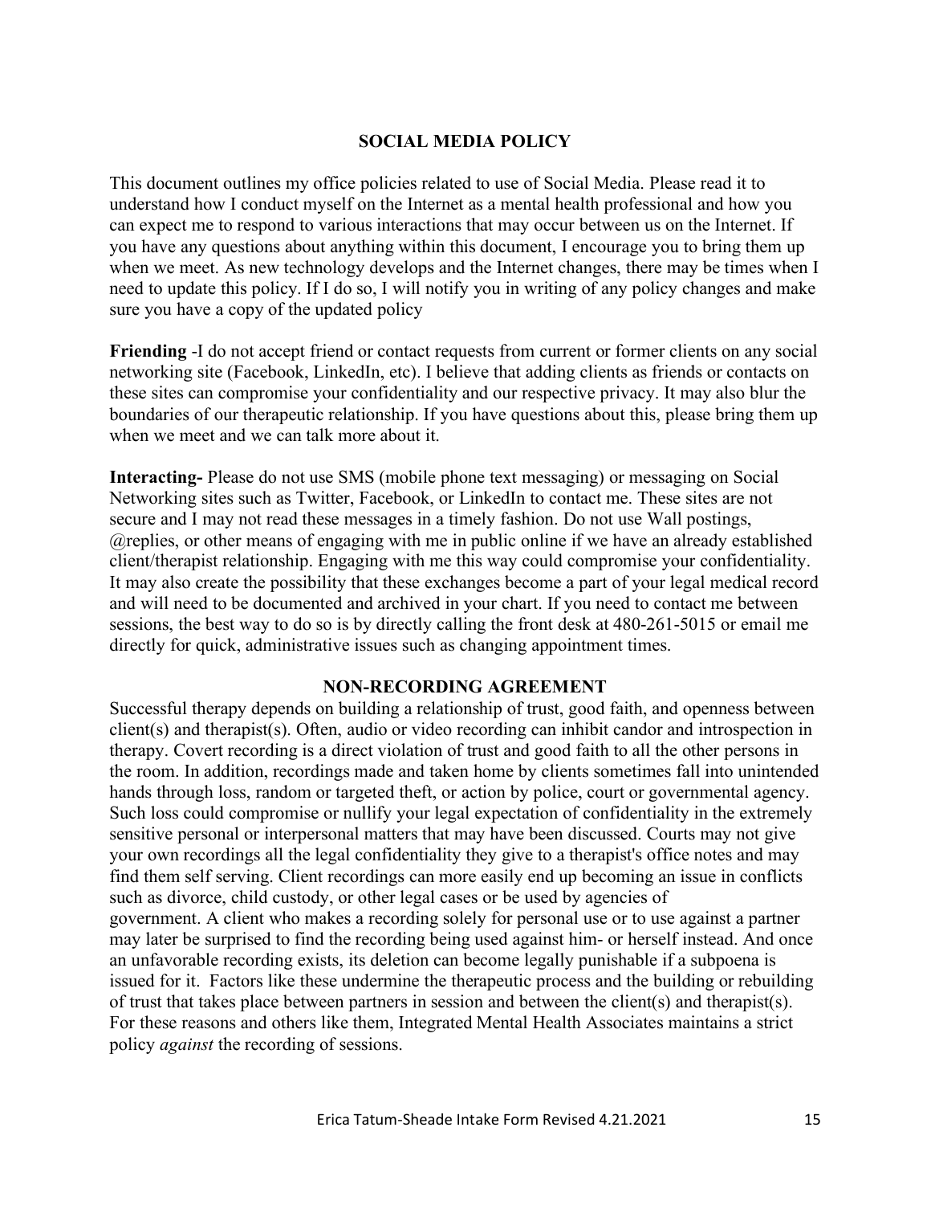## SOCIAL MEDIA POLICY

This document outlines my office policies related to use of Social Media. Please read it to understand how I conduct myself on the Internet as a mental health professional and how you can expect me to respond to various interactions that may occur between us on the Internet. If you have any questions about anything within this document, I encourage you to bring them up when we meet. As new technology develops and the Internet changes, there may be times when I need to update this policy. If I do so, I will notify you in writing of any policy changes and make sure you have a copy of the updated policy

**Friending** -I do not accept friend or contact requests from current or former clients on any social networking site (Facebook, LinkedIn, etc). I believe that adding clients as friends or contacts on these sites can compromise your confidentiality and our respective privacy. It may also blur the boundaries of our therapeutic relationship. If you have questions about this, please bring them up when we meet and we can talk more about it.

**Interacting-** Please do not use SMS (mobile phone text messaging) or messaging on Social Networking sites such as Twitter, Facebook, or LinkedIn to contact me. These sites are not secure and I may not read these messages in a timely fashion. Do not use Wall postings, @replies, or other means of engaging with me in public online if we have an already established client/therapist relationship. Engaging with me this way could compromise your confidentiality. It may also create the possibility that these exchanges become a part of your legal medical record and will need to be documented and archived in your chart. If you need to contact me between sessions, the best way to do so is by directly calling the front desk at 480-261-5015 or email me directly for quick, administrative issues such as changing appointment times.

## NON-RECORDING AGREEMENT

Successful therapy depends on building a relationship of trust, good faith, and openness between client(s) and therapist(s). Often, audio or video recording can inhibit candor and introspection in therapy. Covert recording is a direct violation of trust and good faith to all the other persons in the room. In addition, recordings made and taken home by clients sometimes fall into unintended hands through loss, random or targeted theft, or action by police, court or governmental agency. Such loss could compromise or nullify your legal expectation of confidentiality in the extremely sensitive personal or interpersonal matters that may have been discussed. Courts may not give your own recordings all the legal confidentiality they give to a therapist's office notes and may find them self serving. Client recordings can more easily end up becoming an issue in conflicts such as divorce, child custody, or other legal cases or be used by agencies of government. A client who makes a recording solely for personal use or to use against a partner may later be surprised to find the recording being used against him- or herself instead. And once an unfavorable recording exists, its deletion can become legally punishable if a subpoena is issued for it. Factors like these undermine the therapeutic process and the building or rebuilding of trust that takes place between partners in session and between the client(s) and therapist(s). For these reasons and others like them, Integrated Mental Health Associates maintains a strict policy *against* the recording of sessions.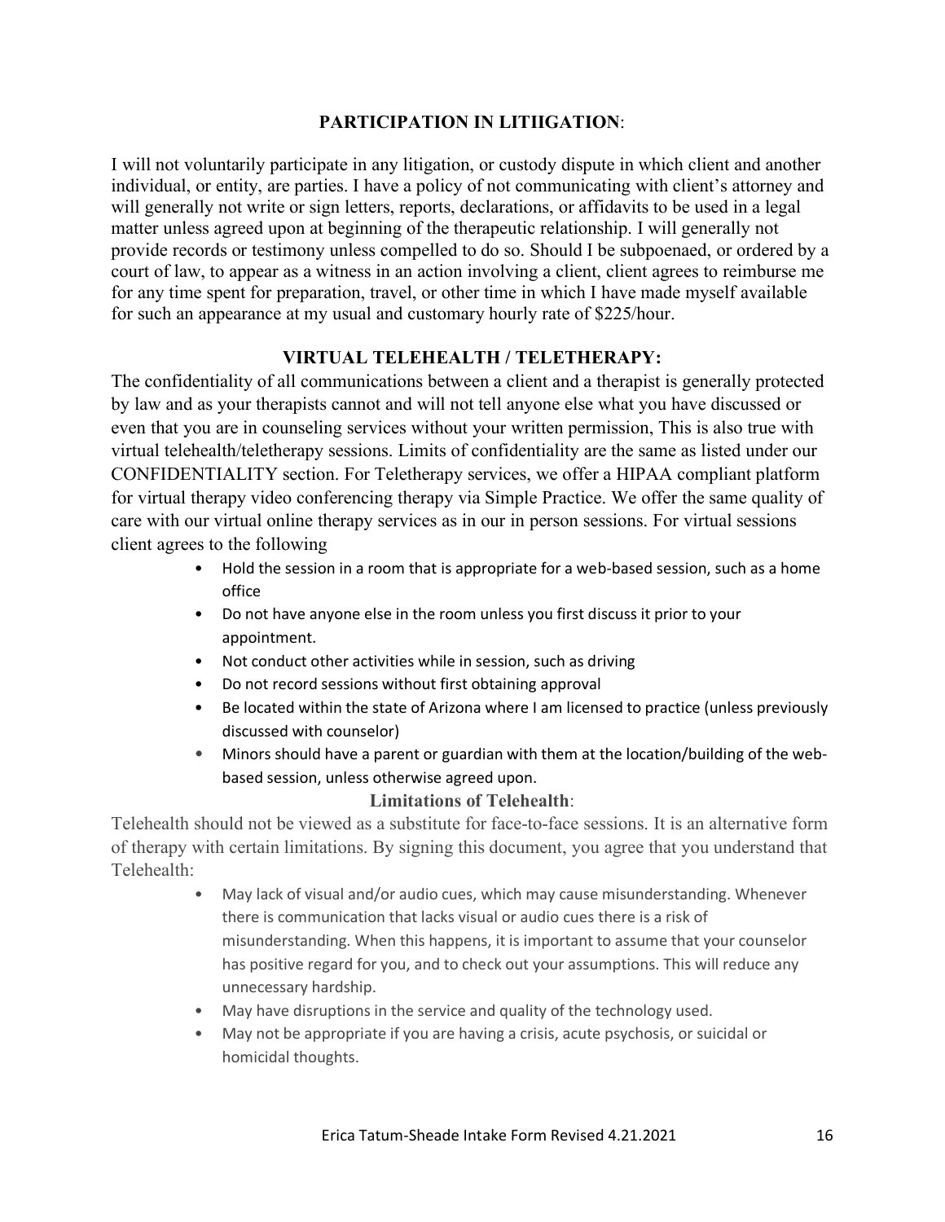## PARTICIPATION IN LITIIGATION:

I will not voluntarily participate in any litigation, or custody dispute in which client and another individual, or entity, are parties. I have a policy of not communicating with client's attorney and will generally not write or sign letters, reports, declarations, or affidavits to be used in a legal matter unless agreed upon at beginning of the therapeutic relationship. I will generally not provide records or testimony unless compelled to do so. Should I be subpoenaed, or ordered by a court of law, to appear as a witness in an action involving a client, client agrees to reimburse me for any time spent for preparation, travel, or other time in which I have made myself available for such an appearance at my usual and customary hourly rate of $225/hour.

## VIRTUAL TELEHEALTH / TELETHERAPY:

The confidentiality of all communications between a client and a therapist is generally protected by law and as your therapists cannot and will not tell anyone else what you have discussed or even that you are in counseling services without your written permission, This is also true with virtual telehealth/teletherapy sessions. Limits of confidentiality are the same as listed under our CONFIDENTIALITY section. For Teletherapy services, we offer a HIPAA compliant platform for virtual therapy video conferencing therapy via Simple Practice. We offer the same quality of care with our virtual online therapy services as in our in person sessions. For virtual sessions client agrees to the following

- Hold the session in a room that is appropriate for a web-based session, such as a home office
- Do not have anyone else in the room unless you first discuss it prior to your appointment.
- Not conduct other activities while in session, such as driving
- Do not record sessions without first obtaining approval
- Be located within the state of Arizona where I am licensed to practice (unless previously discussed with counselor)
- Minors should have a parent or guardian with them at the location/building of the web-based session, unless otherwise agreed upon.

### Limitations of Telehealth:

Telehealth should not be viewed as a substitute for face-to-face sessions. It is an alternative form of therapy with certain limitations. By signing this document, you agree that you understand that Telehealth:

- May lack of visual and/or audio cues, which may cause misunderstanding. Whenever there is communication that lacks visual or audio cues there is a risk of misunderstanding. When this happens, it is important to assume that your counselor has positive regard for you, and to check out your assumptions. This will reduce any unnecessary hardship.
- May have disruptions in the service and quality of the technology used.
- May not be appropriate if you are having a crisis, acute psychosis, or suicidal or homicidal thoughts.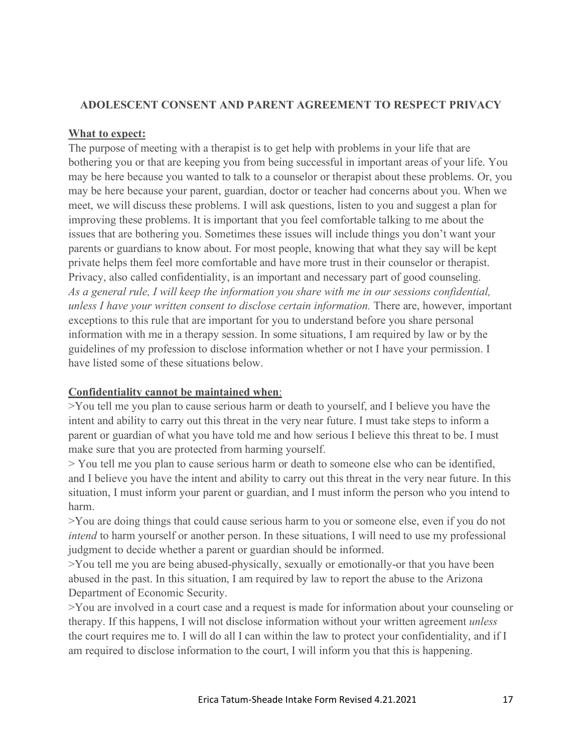## ADOLESCENT CONSENT AND PARENT AGREEMENT TO RESPECT PRIVACY

**What to expect:**

The purpose of meeting with a therapist is to get help with problems in your life that are bothering you or that are keeping you from being successful in important areas of your life. You may be here because you wanted to talk to a counselor or therapist about these problems. Or, you may be here because your parent, guardian, doctor or teacher had concerns about you. When we meet, we will discuss these problems. I will ask questions, listen to you and suggest a plan for improving these problems. It is important that you feel comfortable talking to me about the issues that are bothering you. Sometimes these issues will include things you don't want your parents or guardians to know about. For most people, knowing that what they say will be kept private helps them feel more comfortable and have more trust in their counselor or therapist. Privacy, also called confidentiality, is an important and necessary part of good counseling. *As a general rule, I will keep the information you share with me in our sessions confidential, unless I have your written consent to disclose certain information.* There are, however, important exceptions to this rule that are important for you to understand before you share personal information with me in a therapy session. In some situations, I am required by law or by the guidelines of my profession to disclose information whether or not I have your permission. I have listed some of these situations below.

**Confidentiality cannot be maintained when**:

>You tell me you plan to cause serious harm or death to yourself, and I believe you have the intent and ability to carry out this threat in the very near future. I must take steps to inform a parent or guardian of what you have told me and how serious I believe this threat to be. I must make sure that you are protected from harming yourself.

> You tell me you plan to cause serious harm or death to someone else who can be identified, and I believe you have the intent and ability to carry out this threat in the very near future. In this situation, I must inform your parent or guardian, and I must inform the person who you intend to harm.

>You are doing things that could cause serious harm to you or someone else, even if you do not *intend* to harm yourself or another person. In these situations, I will need to use my professional judgment to decide whether a parent or guardian should be informed.

>You tell me you are being abused-physically, sexually or emotionally-or that you have been abused in the past. In this situation, I am required by law to report the abuse to the Arizona Department of Economic Security.

>You are involved in a court case and a request is made for information about your counseling or therapy. If this happens, I will not disclose information without your written agreement *unless* the court requires me to. I will do all I can within the law to protect your confidentiality, and if I am required to disclose information to the court, I will inform you that this is happening.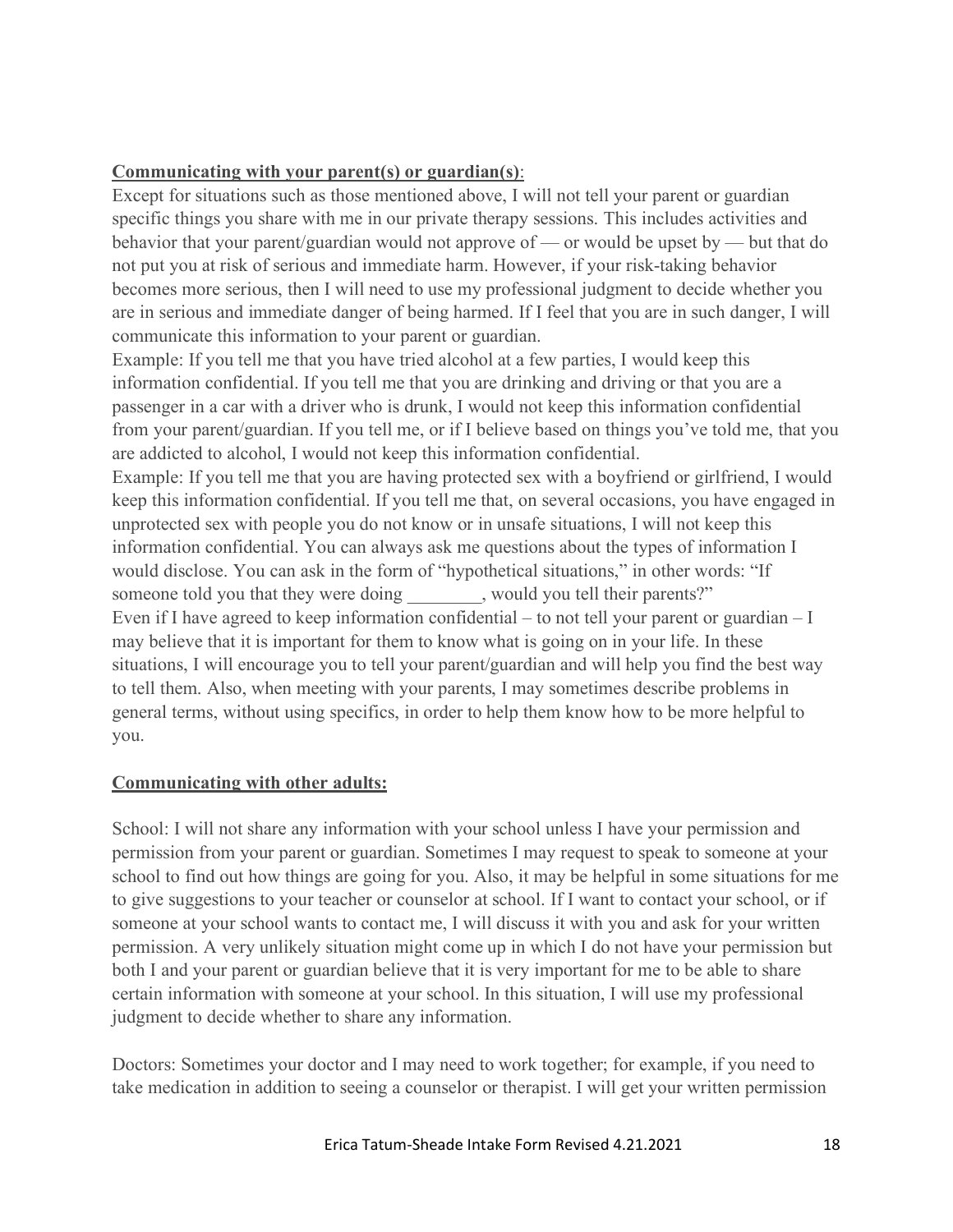**Communicating with your parent(s) or guardian(s)**:

Except for situations such as those mentioned above, I will not tell your parent or guardian specific things you share with me in our private therapy sessions. This includes activities and behavior that your parent/guardian would not approve of — or would be upset by — but that do not put you at risk of serious and immediate harm. However, if your risk-taking behavior becomes more serious, then I will need to use my professional judgment to decide whether you are in serious and immediate danger of being harmed. If I feel that you are in such danger, I will communicate this information to your parent or guardian.

Example: If you tell me that you have tried alcohol at a few parties, I would keep this information confidential. If you tell me that you are drinking and driving or that you are a passenger in a car with a driver who is drunk, I would not keep this information confidential from your parent/guardian. If you tell me, or if I believe based on things you've told me, that you are addicted to alcohol, I would not keep this information confidential.

Example: If you tell me that you are having protected sex with a boyfriend or girlfriend, I would keep this information confidential. If you tell me that, on several occasions, you have engaged in unprotected sex with people you do not know or in unsafe situations, I will not keep this information confidential. You can always ask me questions about the types of information I would disclose. You can ask in the form of "hypothetical situations," in other words: "If someone told you that they were doing ________, would you tell their parents?"

Even if I have agreed to keep information confidential – to not tell your parent or guardian – I may believe that it is important for them to know what is going on in your life. In these situations, I will encourage you to tell your parent/guardian and will help you find the best way to tell them. Also, when meeting with your parents, I may sometimes describe problems in general terms, without using specifics, in order to help them know how to be more helpful to you.

**Communicating with other adults:**

School: I will not share any information with your school unless I have your permission and permission from your parent or guardian. Sometimes I may request to speak to someone at your school to find out how things are going for you. Also, it may be helpful in some situations for me to give suggestions to your teacher or counselor at school. If I want to contact your school, or if someone at your school wants to contact me, I will discuss it with you and ask for your written permission. A very unlikely situation might come up in which I do not have your permission but both I and your parent or guardian believe that it is very important for me to be able to share certain information with someone at your school. In this situation, I will use my professional judgment to decide whether to share any information.

Doctors: Sometimes your doctor and I may need to work together; for example, if you need to take medication in addition to seeing a counselor or therapist. I will get your written permission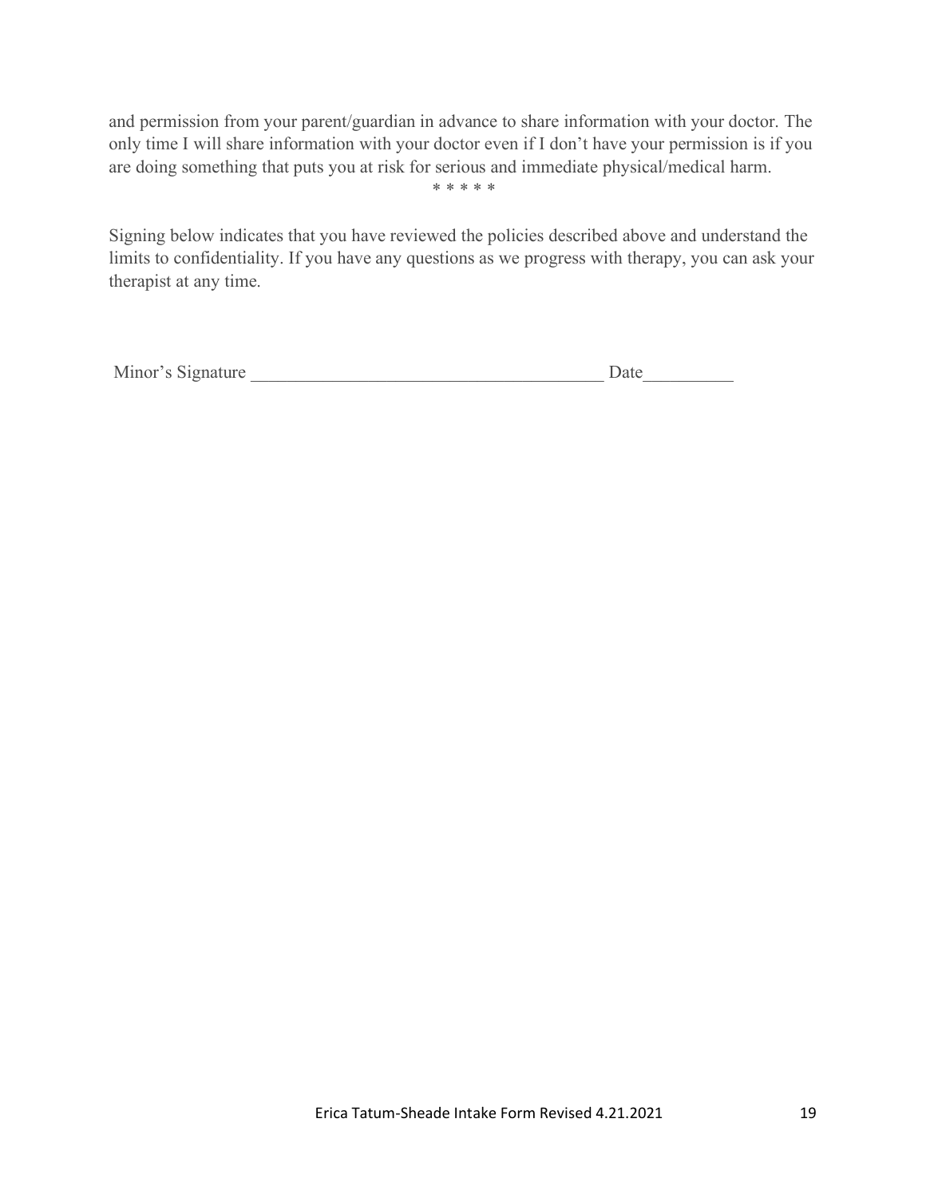and permission from your parent/guardian in advance to share information with your doctor. The only time I will share information with your doctor even if I don't have your permission is if you are doing something that puts you at risk for serious and immediate physical/medical harm.

\* \* \* \* \*

Signing below indicates that you have reviewed the policies described above and understand the limits to confidentiality. If you have any questions as we progress with therapy, you can ask your therapist at any time.

Minor's Signature ________________________________________ Date__________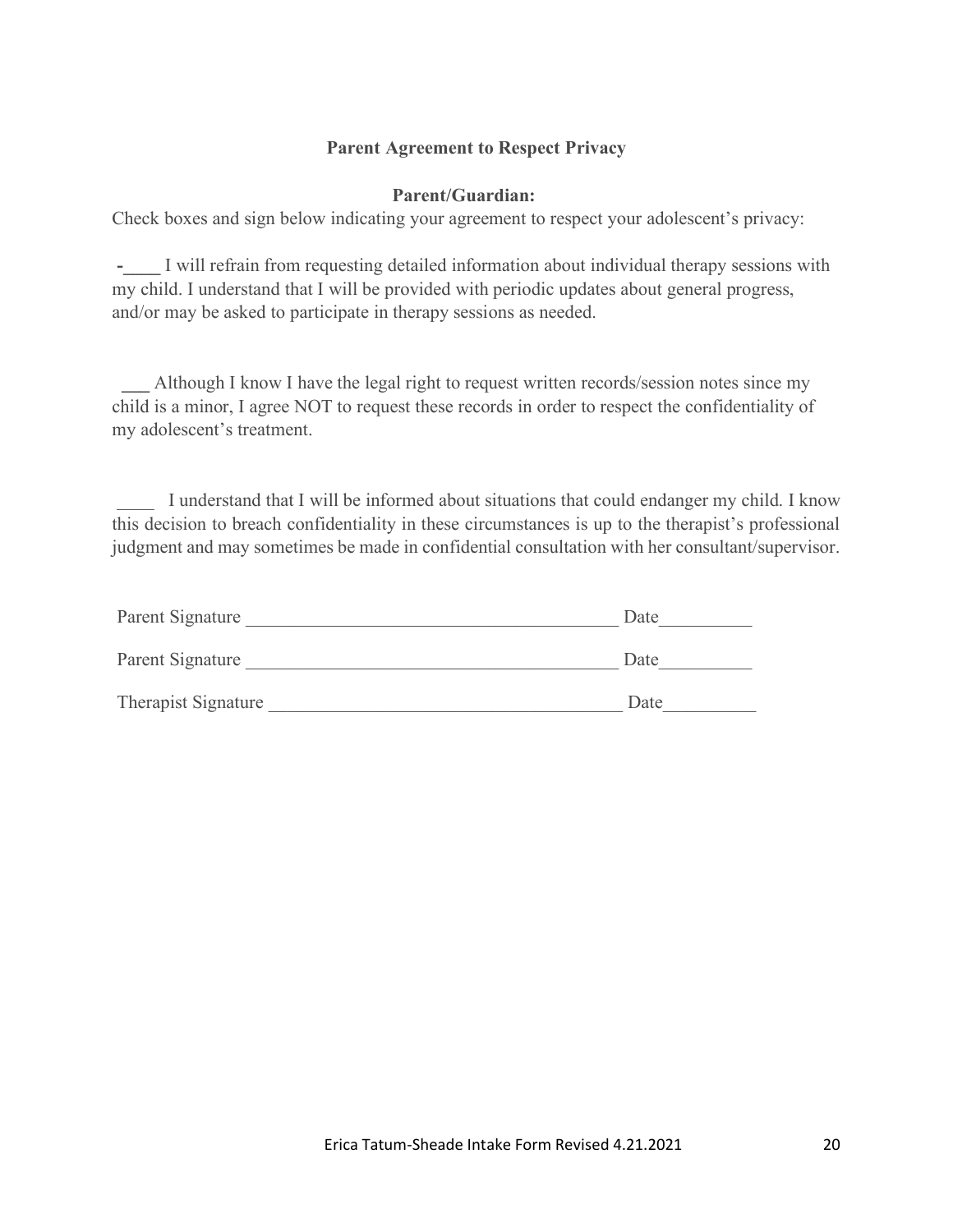**Parent Agreement to Respect Privacy**

**Parent/Guardian:**

Check boxes and sign below indicating your agreement to respect your adolescent's privacy:

-____ I will refrain from requesting detailed information about individual therapy sessions with my child. I understand that I will be provided with periodic updates about general progress, and/or may be asked to participate in therapy sessions as needed.

___ Although I know I have the legal right to request written records/session notes since my child is a minor, I agree NOT to request these records in order to respect the confidentiality of my adolescent's treatment.

____ I understand that I will be informed about situations that could endanger my child. I know this decision to breach confidentiality in these circumstances is up to the therapist's professional judgment and may sometimes be made in confidential consultation with her consultant/supervisor.

Parent Signature ________________________________________ Date__________

Parent Signature ________________________________________ Date__________

Therapist Signature ______________________________________ Date__________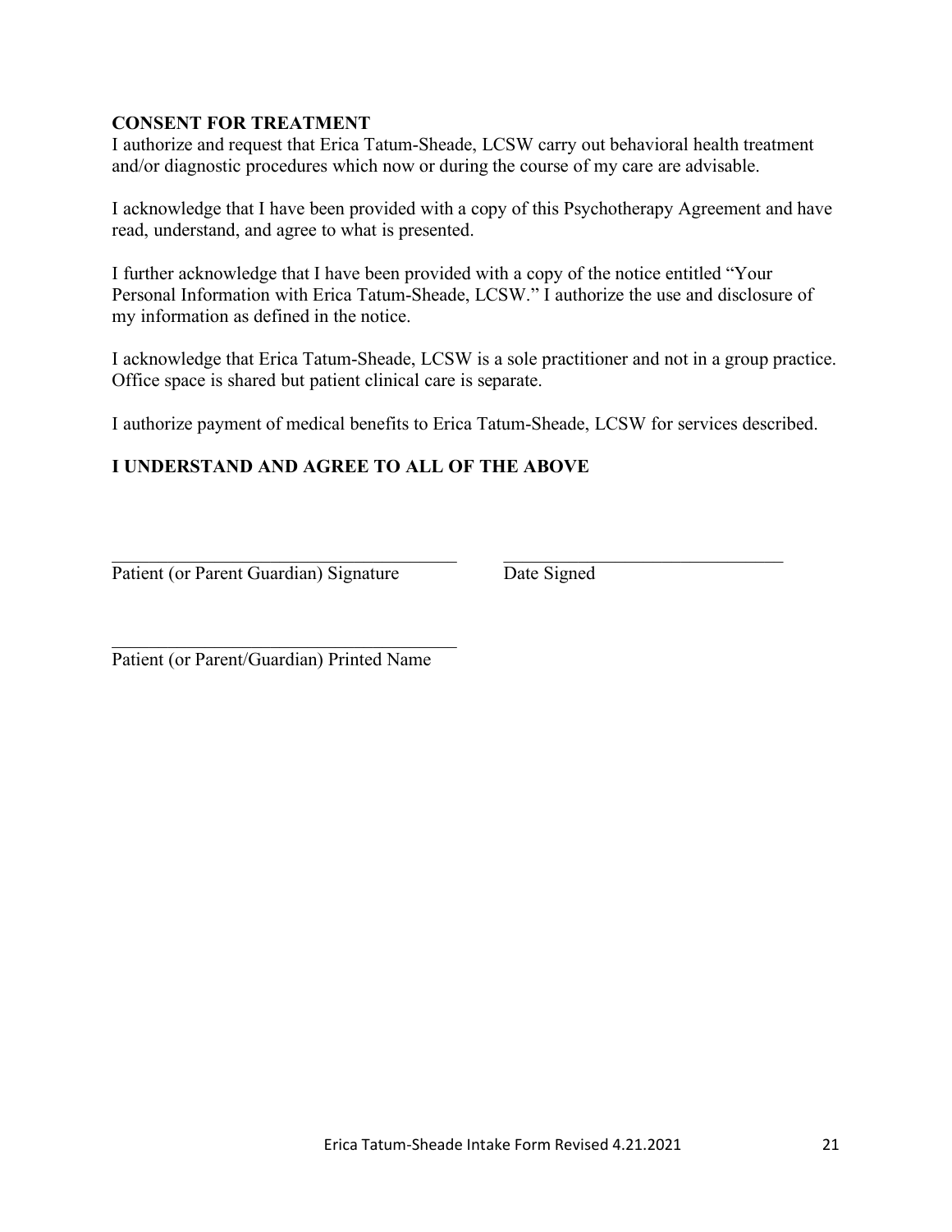**CONSENT FOR TREATMENT**

I authorize and request that Erica Tatum-Sheade, LCSW carry out behavioral health treatment and/or diagnostic procedures which now or during the course of my care are advisable.

I acknowledge that I have been provided with a copy of this Psychotherapy Agreement and have read, understand, and agree to what is presented.

I further acknowledge that I have been provided with a copy of the notice entitled "Your Personal Information with Erica Tatum-Sheade, LCSW." I authorize the use and disclosure of my information as defined in the notice.

I acknowledge that Erica Tatum-Sheade, LCSW is a sole practitioner and not in a group practice. Office space is shared but patient clinical care is separate.

I authorize payment of medical benefits to Erica Tatum-Sheade, LCSW for services described.

**I UNDERSTAND AND AGREE TO ALL OF THE ABOVE**

_________________________________________ _________________________________

Patient (or Parent Guardian) Signature Date Signed

_________________________________________

Patient (or Parent/Guardian) Printed Name

Erica Tatum-Sheade Intake Form Revised 4.21.2021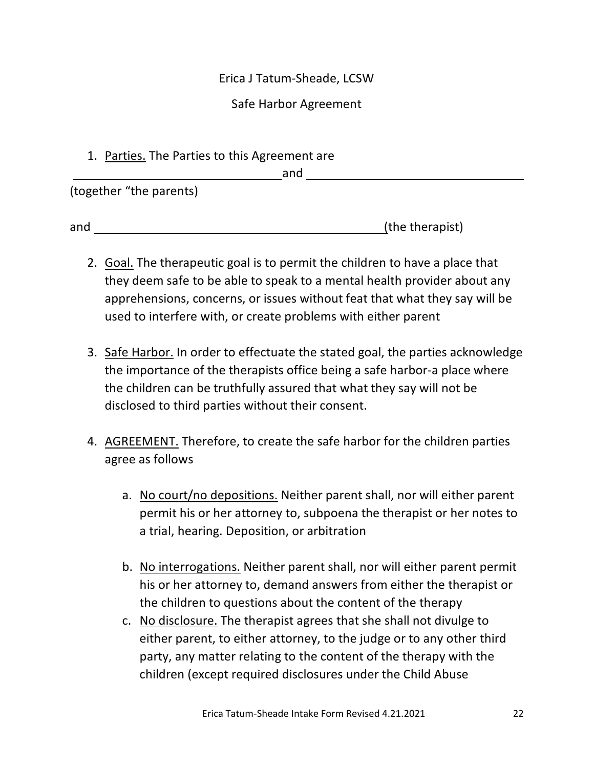Erica J Tatum-Sheade, LCSW

Safe Harbor Agreement

1. Underlined: Parties. The Parties to this Agreement are ________________________________ and ________________________________ (together "the parents)

and ________________________________________ (the therapist)

2. Goal. The therapeutic goal is to permit the children to have a place that they deem safe to be able to speak to a mental health provider about any apprehensions, concerns, or issues without feat that what they say will be used to interfere with, or create problems with either parent

3. Safe Harbor. In order to effectuate the stated goal, the parties acknowledge the importance of the therapists office being a safe harbor-a place where the children can be truthfully assured that what they say will not be disclosed to third parties without their consent.

4. AGREEMENT. Therefore, to create the safe harbor for the children parties agree as follows

   a. No court/no depositions. Neither parent shall, nor will either parent permit his or her attorney to, subpoena the therapist or her notes to a trial, hearing. Deposition, or arbitration

   b. No interrogations. Neither parent shall, nor will either parent permit his or her attorney to, demand answers from either the therapist or the children to questions about the content of the therapy

   c. No disclosure. The therapist agrees that she shall not divulge to either parent, to either attorney, to the judge or to any other third party, any matter relating to the content of the therapy with the children (except required disclosures under the Child Abuse

Erica J Tatum-Sheade, LCSW

Safe Harbor Agreement

1. Parties. The Parties to this Agreement are ________________________________ and ________________________________ (together "the parents)

and ________________________________________ (the therapist)

2. Goal. The therapeutic goal is to permit the children to have a place that they deem safe to be able to speak to a mental health provider about any apprehensions, concerns, or issues without feat that what they say will be used to interfere with, or create problems with either parent

3. Safe Harbor. In order to effectuate the stated goal, the parties acknowledge the importance of the therapists office being a safe harbor-a place where the children can be truthfully assured that what they say will not be disclosed to third parties without their consent.

4. AGREEMENT. Therefore, to create the safe harbor for the children parties agree as follows

   a. No court/no depositions. Neither parent shall, nor will either parent permit his or her attorney to, subpoena the therapist or her notes to a trial, hearing. Deposition, or arbitration

   b. No interrogations. Neither parent shall, nor will either parent permit his or her attorney to, demand answers from either the therapist or the children to questions about the content of the therapy

   c. No disclosure. The therapist agrees that she shall not divulge to either parent, to either attorney, to the judge or to any other third party, any matter relating to the content of the therapy with the children (except required disclosures under the Child Abuse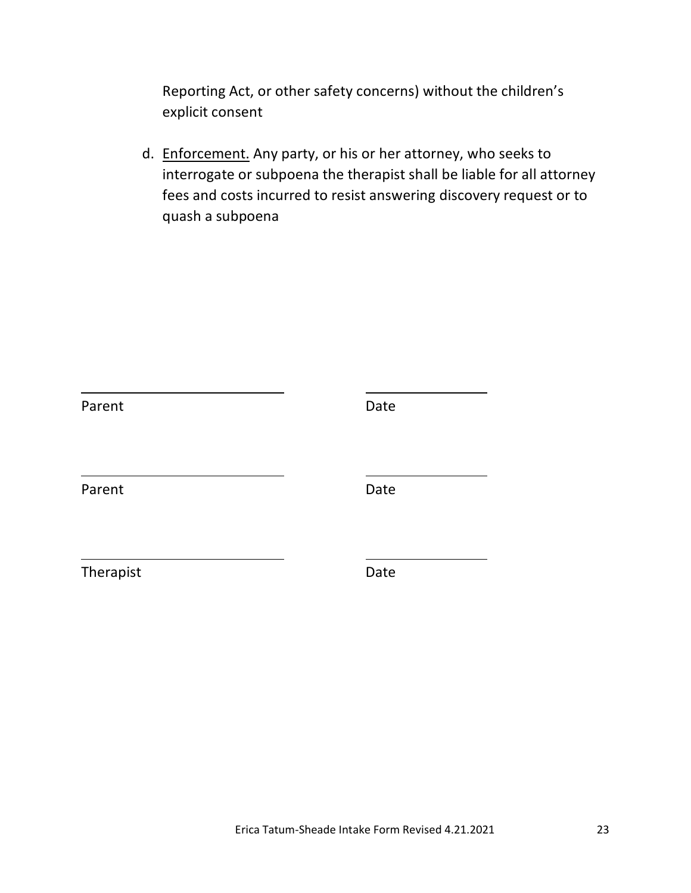Reporting Act, or other safety concerns) without the children's explicit consent

d. <u>Enforcement.</u> Any party, or his or her attorney, who seeks to interrogate or subpoena the therapist shall be liable for all attorney fees and costs incurred to resist answering discovery request or to quash a subpoena

______________________________ ________________

Parent Date

______________________________ ________________

Parent Date

______________________________ ________________

Therapist Date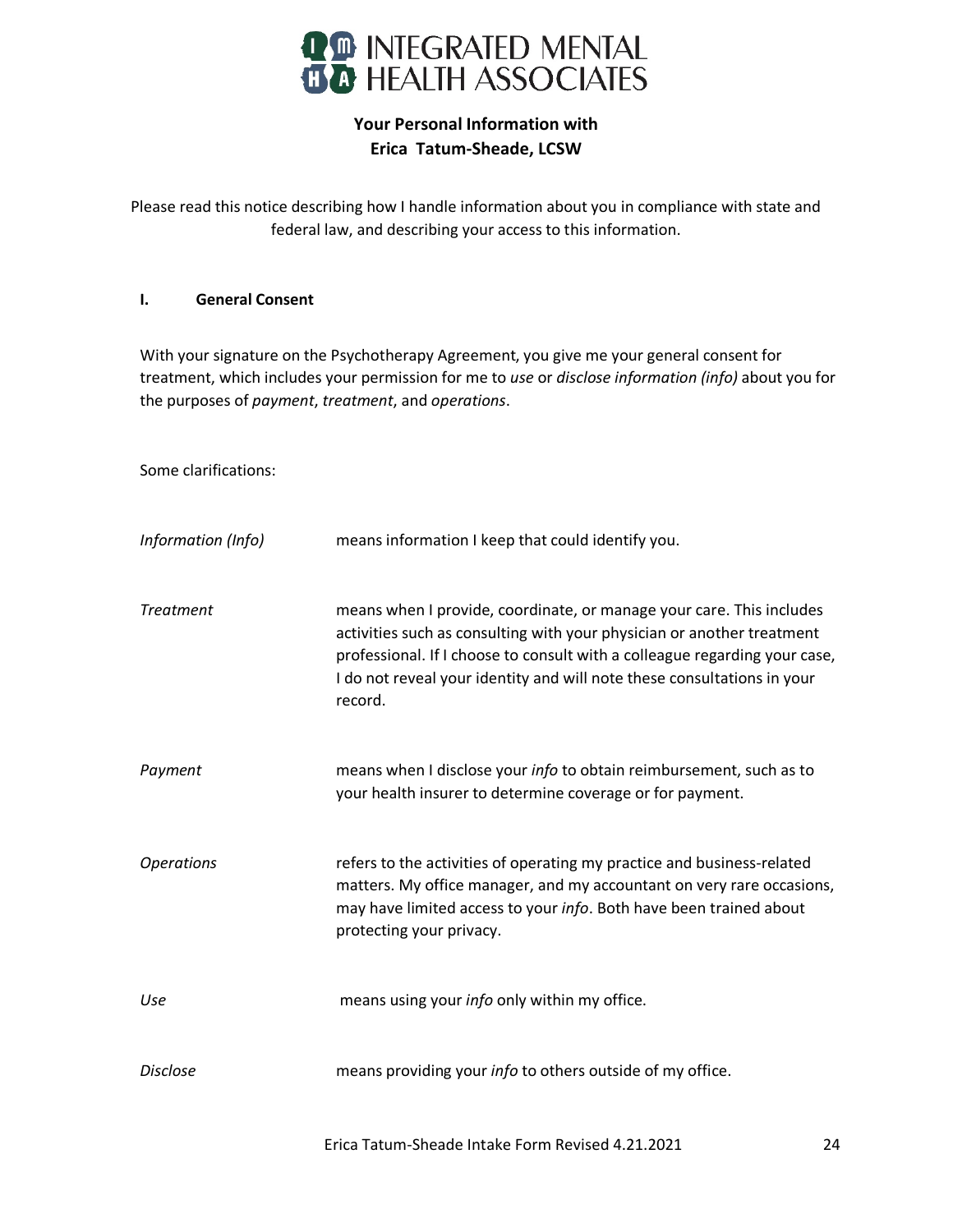# INTEGRATED MENTAL HEALTH ASSOCIATES

## Your Personal Information with Erica Tatum-Sheade, LCSW

Please read this notice describing how I handle information about you in compliance with state and federal law, and describing your access to this information.

### I. General Consent

With your signature on the Psychotherapy Agreement, you give me your general consent for treatment, which includes your permission for me to *use* or *disclose information (info)* about you for the purposes of *payment*, *treatment*, and *operations*.

Some clarifications:

| | |
|---|---|
| *Information (Info)* | means information I keep that could identify you. |
| *Treatment* | means when I provide, coordinate, or manage your care. This includes activities such as consulting with your physician or another treatment professional. If I choose to consult with a colleague regarding your case, I do not reveal your identity and will note these consultations in your record. |
| *Payment* | means when I disclose your *info* to obtain reimbursement, such as to your health insurer to determine coverage or for payment. |
| *Operations* | refers to the activities of operating my practice and business-related matters. My office manager, and my accountant on very rare occasions, may have limited access to your *info*. Both have been trained about protecting your privacy. |
| *Use* | means using your *info* only within my office. |
| *Disclose* | means providing your *info* to others outside of my office. |

Erica Tatum-Sheade Intake Form Revised 4.21.2021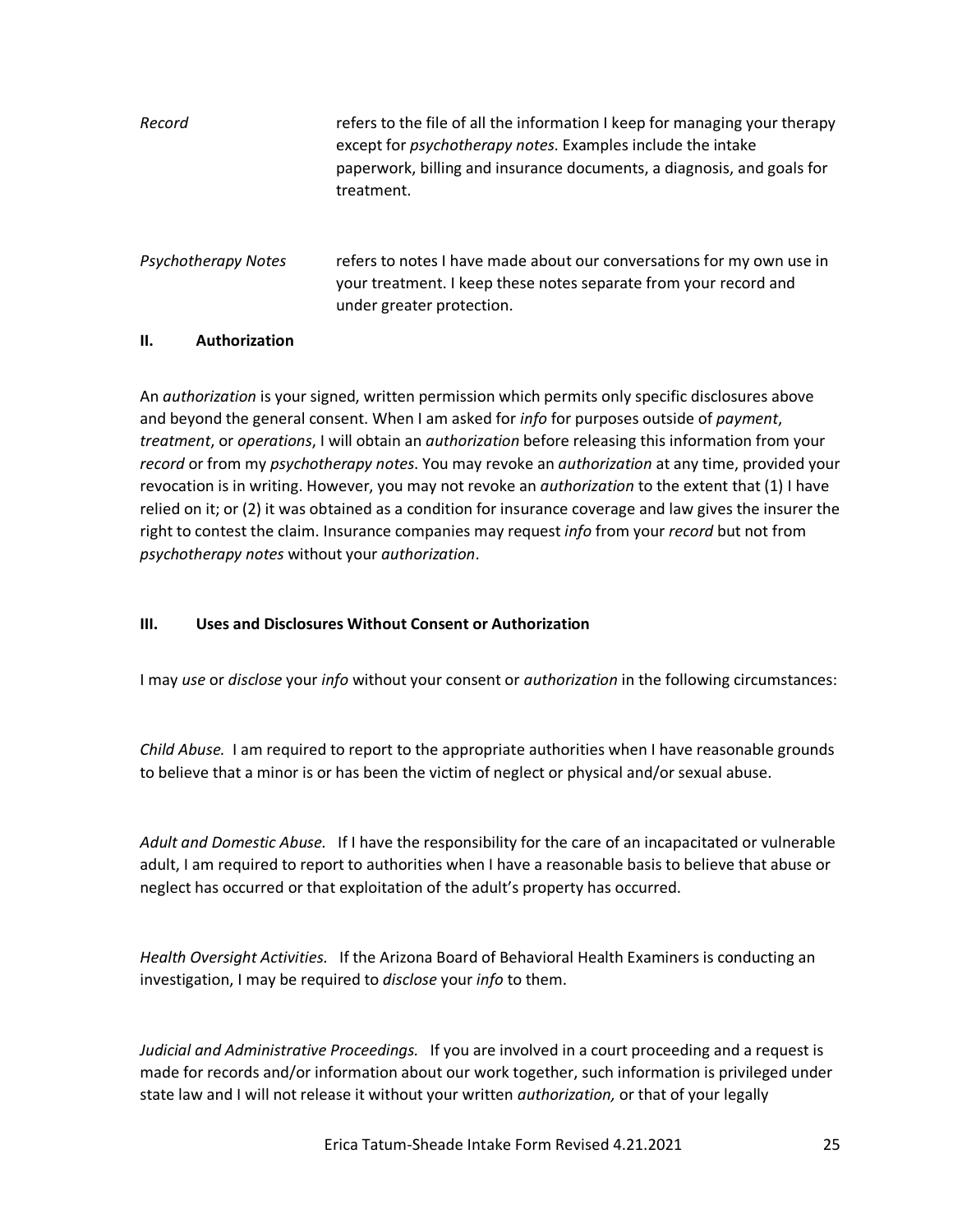*Record* refers to the file of all the information I keep for managing your therapy except for *psychotherapy notes*. Examples include the intake paperwork, billing and insurance documents, a diagnosis, and goals for treatment.

*Psychotherapy Notes* refers to notes I have made about our conversations for my own use in your treatment. I keep these notes separate from your record and under greater protection.

## II. Authorization

An *authorization* is your signed, written permission which permits only specific disclosures above and beyond the general consent. When I am asked for *info* for purposes outside of *payment*, *treatment*, or *operations*, I will obtain an *authorization* before releasing this information from your *record* or from my *psychotherapy notes*. You may revoke an *authorization* at any time, provided your revocation is in writing. However, you may not revoke an *authorization* to the extent that (1) I have relied on it; or (2) it was obtained as a condition for insurance coverage and law gives the insurer the right to contest the claim. Insurance companies may request *info* from your *record* but not from *psychotherapy notes* without your *authorization*.

## III. Uses and Disclosures Without Consent or Authorization

I may *use* or *disclose* your *info* without your consent or *authorization* in the following circumstances:

*Child Abuse.* I am required to report to the appropriate authorities when I have reasonable grounds to believe that a minor is or has been the victim of neglect or physical and/or sexual abuse.

*Adult and Domestic Abuse.* If I have the responsibility for the care of an incapacitated or vulnerable adult, I am required to report to authorities when I have a reasonable basis to believe that abuse or neglect has occurred or that exploitation of the adult's property has occurred.

*Health Oversight Activities.* If the Arizona Board of Behavioral Health Examiners is conducting an investigation, I may be required to *disclose* your *info* to them.

*Judicial and Administrative Proceedings.* If you are involved in a court proceeding and a request is made for records and/or information about our work together, such information is privileged under state law and I will not release it without your written *authorization,* or that of your legally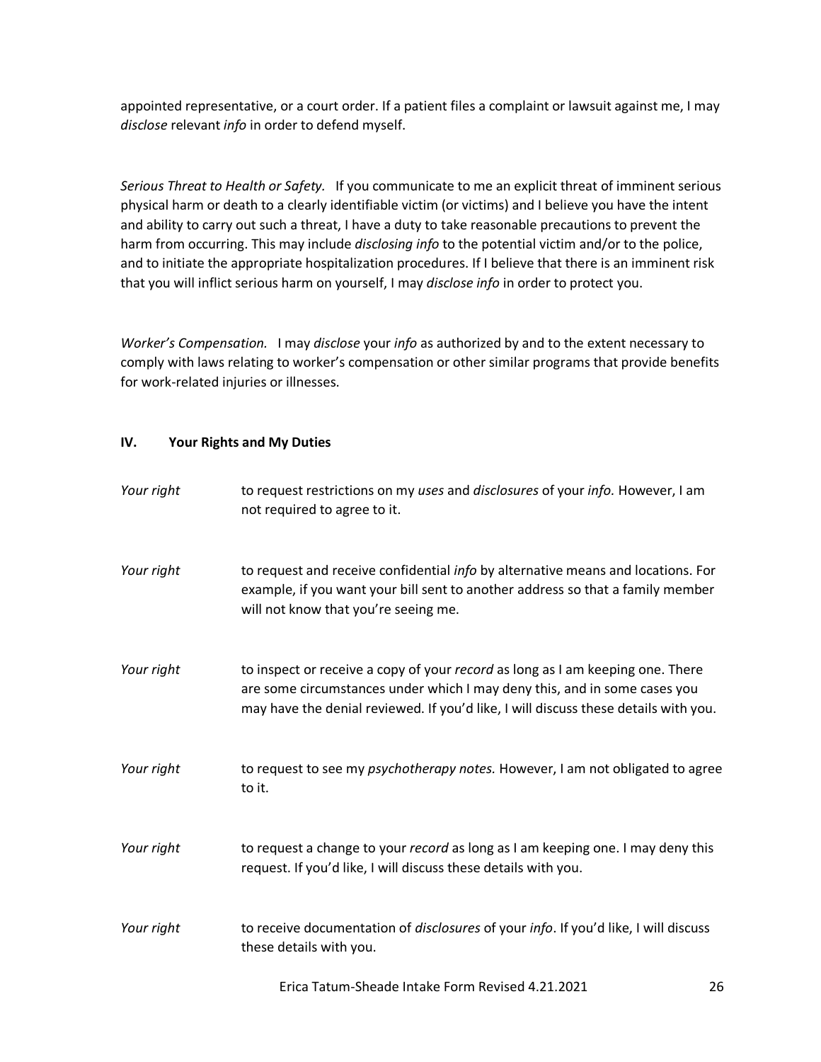appointed representative, or a court order. If a patient files a complaint or lawsuit against me, I may *disclose* relevant *info* in order to defend myself.

*Serious Threat to Health or Safety.* If you communicate to me an explicit threat of imminent serious physical harm or death to a clearly identifiable victim (or victims) and I believe you have the intent and ability to carry out such a threat, I have a duty to take reasonable precautions to prevent the harm from occurring. This may include *disclosing info* to the potential victim and/or to the police, and to initiate the appropriate hospitalization procedures. If I believe that there is an imminent risk that you will inflict serious harm on yourself, I may *disclose info* in order to protect you.

*Worker's Compensation.* I may *disclose* your *info* as authorized by and to the extent necessary to comply with laws relating to worker's compensation or other similar programs that provide benefits for work-related injuries or illnesses.

## IV. Your Rights and My Duties

*Your right* to request restrictions on my *uses* and *disclosures* of your *info.* However, I am not required to agree to it.

*Your right* to request and receive confidential *info* by alternative means and locations. For example, if you want your bill sent to another address so that a family member will not know that you're seeing me.

*Your right* to inspect or receive a copy of your *record* as long as I am keeping one. There are some circumstances under which I may deny this, and in some cases you may have the denial reviewed. If you'd like, I will discuss these details with you.

*Your right* to request to see my *psychotherapy notes.* However, I am not obligated to agree to it.

*Your right* to request a change to your *record* as long as I am keeping one. I may deny this request. If you'd like, I will discuss these details with you.

*Your right* to receive documentation of *disclosures* of your *info*. If you'd like, I will discuss these details with you.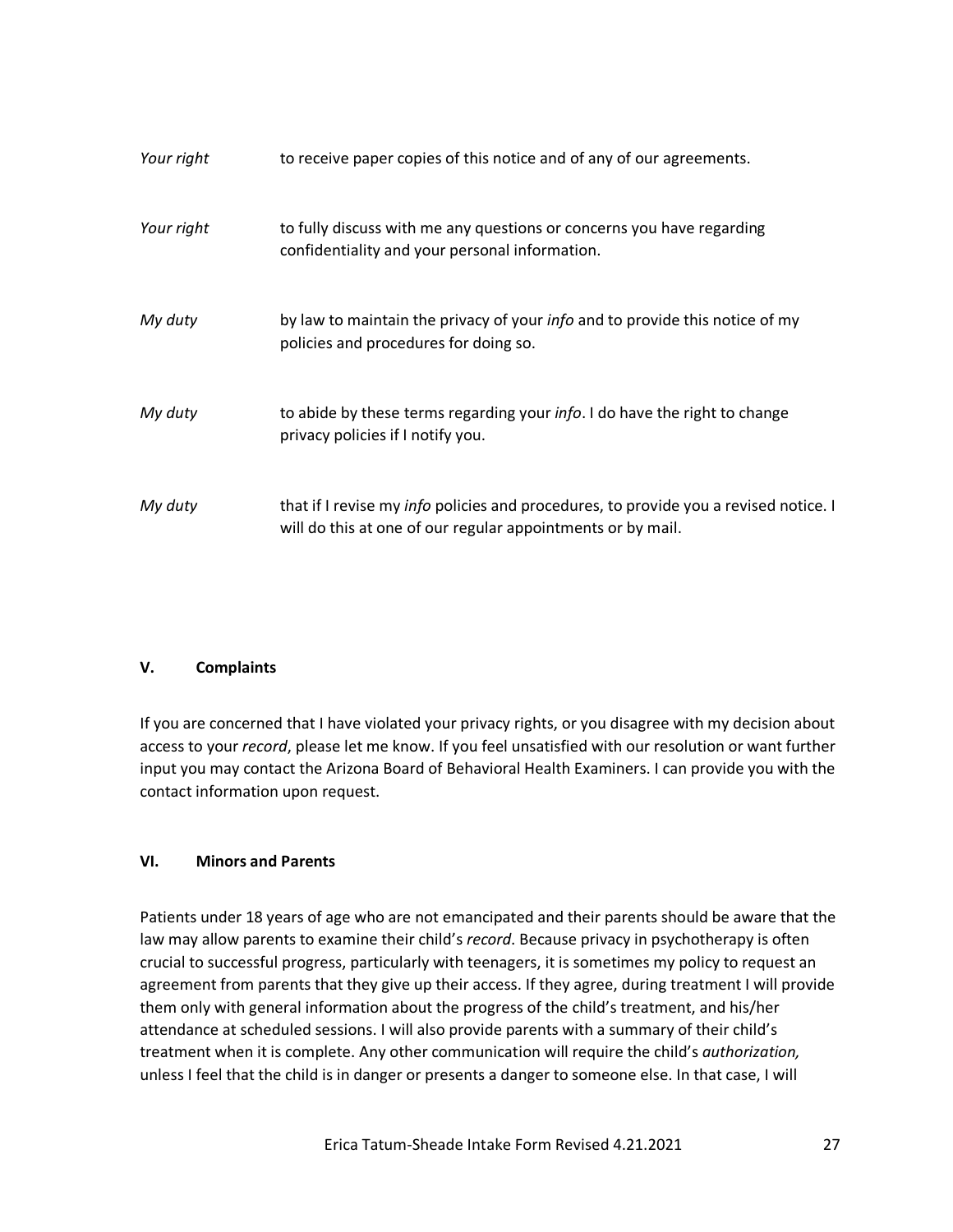| | |
|---|---|
| *Your right* | to receive paper copies of this notice and of any of our agreements. |
| *Your right* | to fully discuss with me any questions or concerns you have regarding confidentiality and your personal information. |
| *My duty* | by law to maintain the privacy of your *info* and to provide this notice of my policies and procedures for doing so. |
| *My duty* | to abide by these terms regarding your *info*. I do have the right to change privacy policies if I notify you. |
| *My duty* | that if I revise my *info* policies and procedures, to provide you a revised notice. I will do this at one of our regular appointments or by mail. |

**V. Complaints**

If you are concerned that I have violated your privacy rights, or you disagree with my decision about access to your *record*, please let me know. If you feel unsatisfied with our resolution or want further input you may contact the Arizona Board of Behavioral Health Examiners. I can provide you with the contact information upon request.

**VI. Minors and Parents**

Patients under 18 years of age who are not emancipated and their parents should be aware that the law may allow parents to examine their child's *record*. Because privacy in psychotherapy is often crucial to successful progress, particularly with teenagers, it is sometimes my policy to request an agreement from parents that they give up their access. If they agree, during treatment I will provide them only with general information about the progress of the child's treatment, and his/her attendance at scheduled sessions. I will also provide parents with a summary of their child's treatment when it is complete. Any other communication will require the child's *authorization,* unless I feel that the child is in danger or presents a danger to someone else. In that case, I will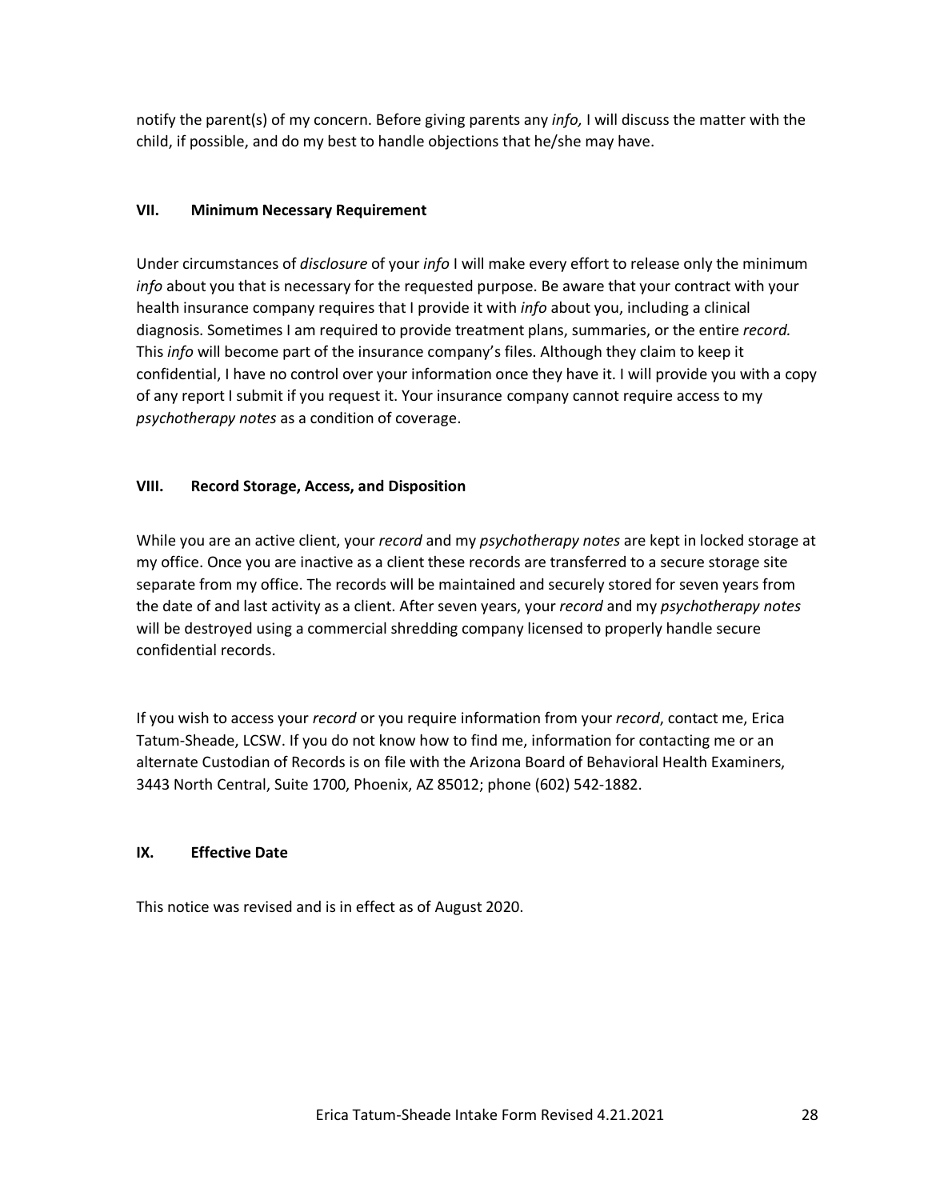notify the parent(s) of my concern. Before giving parents any *info,* I will discuss the matter with the child, if possible, and do my best to handle objections that he/she may have.

### VII. Minimum Necessary Requirement

Under circumstances of *disclosure* of your *info* I will make every effort to release only the minimum *info* about you that is necessary for the requested purpose. Be aware that your contract with your health insurance company requires that I provide it with *info* about you, including a clinical diagnosis. Sometimes I am required to provide treatment plans, summaries, or the entire *record.* This *info* will become part of the insurance company's files. Although they claim to keep it confidential, I have no control over your information once they have it. I will provide you with a copy of any report I submit if you request it. Your insurance company cannot require access to my *psychotherapy notes* as a condition of coverage.

### VIII. Record Storage, Access, and Disposition

While you are an active client, your *record* and my *psychotherapy notes* are kept in locked storage at my office. Once you are inactive as a client these records are transferred to a secure storage site separate from my office. The records will be maintained and securely stored for seven years from the date of and last activity as a client. After seven years, your *record* and my *psychotherapy notes* will be destroyed using a commercial shredding company licensed to properly handle secure confidential records.

If you wish to access your *record* or you require information from your *record*, contact me, Erica Tatum-Sheade, LCSW. If you do not know how to find me, information for contacting me or an alternate Custodian of Records is on file with the Arizona Board of Behavioral Health Examiners, 3443 North Central, Suite 1700, Phoenix, AZ 85012; phone (602) 542-1882.

### IX. Effective Date

This notice was revised and is in effect as of August 2020.